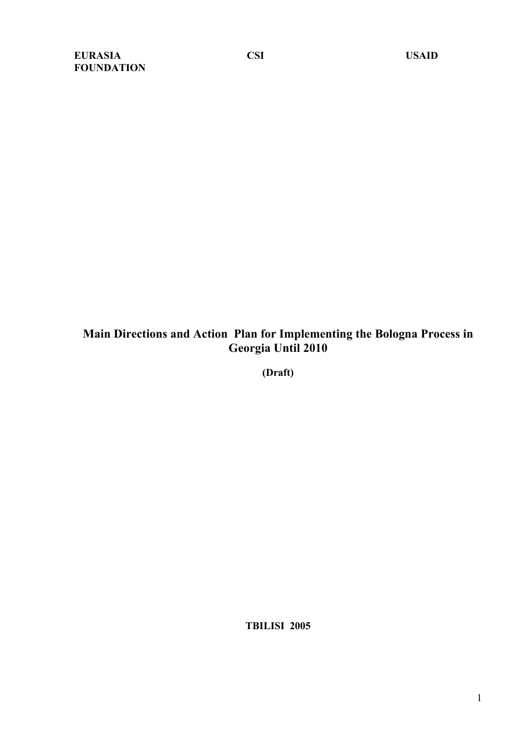**EURASIA FOUNDATION** **CSI** **USAID**

# Main Directions and Action Plan for Implementing the Bologna Process in Georgia Until 2010

**(Draft)**

**TBILISI 2005**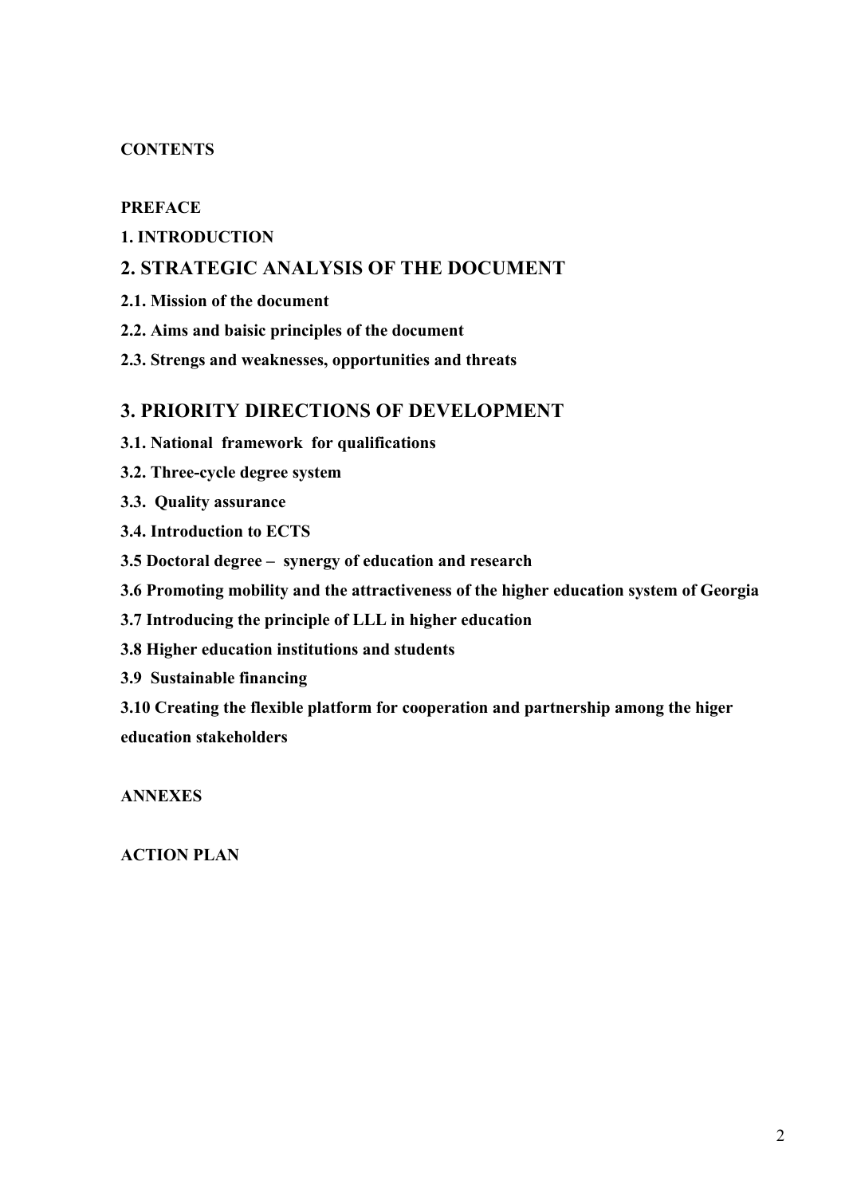**CONTENTS**

**PREFACE**

**1. INTRODUCTION**

## 2. STRATEGIC ANALYSIS OF THE DOCUMENT

**2.1. Mission of the document**

**2.2. Aims and baisic principles of the document**

**2.3. Strengs and weaknesses, opportunities and threats**

## 3. PRIORITY DIRECTIONS OF DEVELOPMENT

**3.1. National framework for qualifications**

**3.2. Three-cycle degree system**

**3.3. Quality assurance**

**3.4. Introduction to ECTS**

**3.5 Doctoral degree – synergy of education and research**

**3.6 Promoting mobility and the attractiveness of the higher education system of Georgia**

**3.7 Introducing the principle of LLL in higher education**

**3.8 Higher education institutions and students**

**3.9 Sustainable financing**

**3.10 Creating the flexible platform for cooperation and partnership among the higer education stakeholders**

**ANNEXES**

**ACTION PLAN**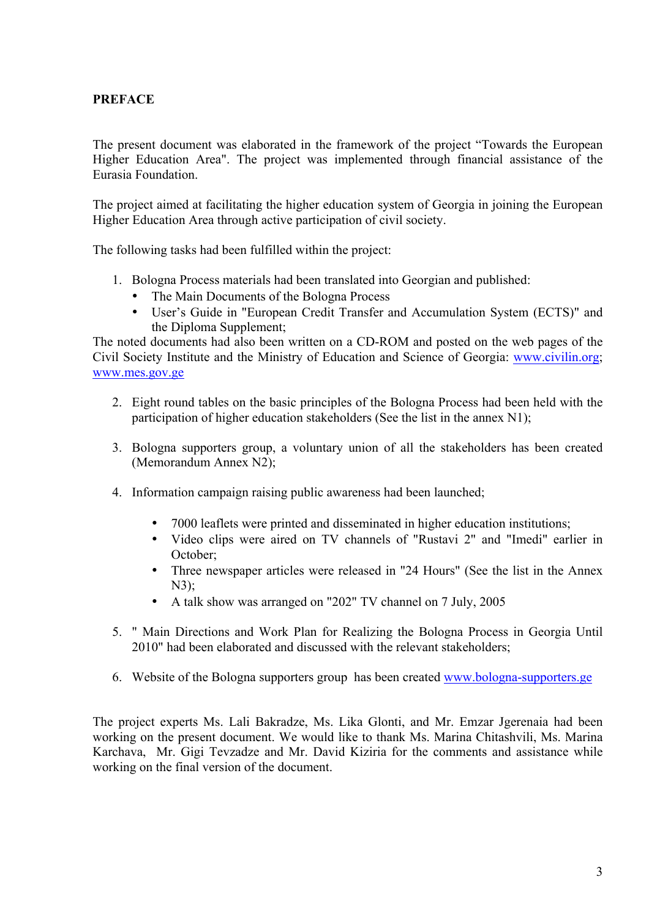# PREFACE

The present document was elaborated in the framework of the project "Towards the European Higher Education Area". The project was implemented through financial assistance of the Eurasia Foundation.

The project aimed at facilitating the higher education system of Georgia in joining the European Higher Education Area through active participation of civil society.

The following tasks had been fulfilled within the project:

1. Bologna Process materials had been translated into Georgian and published:
   - The Main Documents of the Bologna Process
   - User's Guide in "European Credit Transfer and Accumulation System (ECTS)" and the Diploma Supplement;

The noted documents had also been written on a CD-ROM and posted on the web pages of the Civil Society Institute and the Ministry of Education and Science of Georgia: www.civilin.org; www.mes.gov.ge

2. Eight round tables on the basic principles of the Bologna Process had been held with the participation of higher education stakeholders (See the list in the annex N1);

3. Bologna supporters group, a voluntary union of all the stakeholders has been created (Memorandum Annex N2);

4. Information campaign raising public awareness had been launched;

   - 7000 leaflets were printed and disseminated in higher education institutions;
   - Video clips were aired on TV channels of "Rustavi 2" and "Imedi" earlier in October;
   - Three newspaper articles were released in "24 Hours" (See the list in the Annex N3);
   - A talk show was arranged on "202" TV channel on 7 July, 2005

5. " Main Directions and Work Plan for Realizing the Bologna Process in Georgia Until 2010" had been elaborated and discussed with the relevant stakeholders;

6. Website of the Bologna supporters group has been created www.bologna-supporters.ge

The project experts Ms. Lali Bakradze, Ms. Lika Glonti, and Mr. Emzar Jgerenaia had been working on the present document. We would like to thank Ms. Marina Chitashvili, Ms. Marina Karchava, Mr. Gigi Tevzadze and Mr. David Kiziria for the comments and assistance while working on the final version of the document.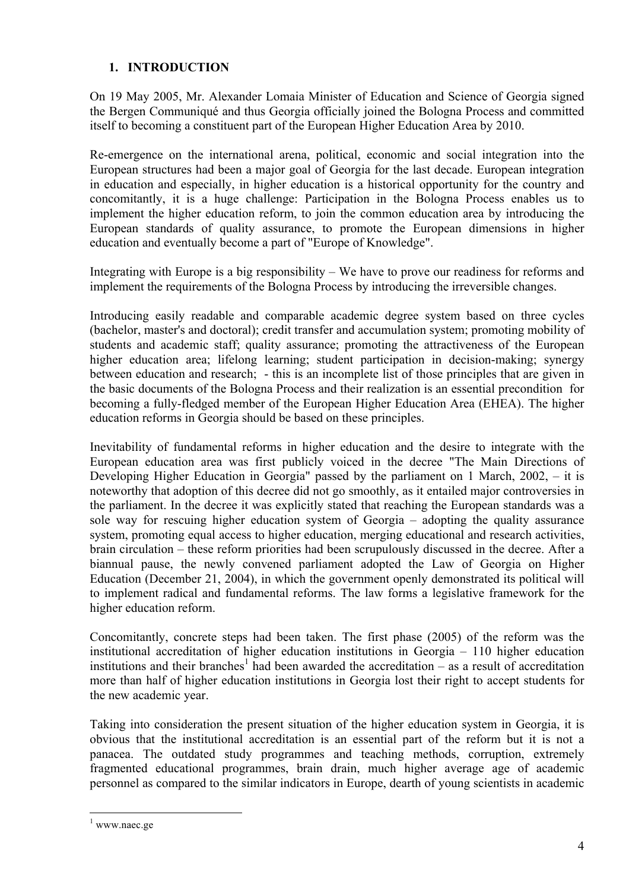## 1. INTRODUCTION

On 19 May 2005, Mr. Alexander Lomaia Minister of Education and Science of Georgia signed the Bergen Communiqué and thus Georgia officially joined the Bologna Process and committed itself to becoming a constituent part of the European Higher Education Area by 2010.

Re-emergence on the international arena, political, economic and social integration into the European structures had been a major goal of Georgia for the last decade. European integration in education and especially, in higher education is a historical opportunity for the country and concomitantly, it is a huge challenge: Participation in the Bologna Process enables us to implement the higher education reform, to join the common education area by introducing the European standards of quality assurance, to promote the European dimensions in higher education and eventually become a part of "Europe of Knowledge".

Integrating with Europe is a big responsibility – We have to prove our readiness for reforms and implement the requirements of the Bologna Process by introducing the irreversible changes.

Introducing easily readable and comparable academic degree system based on three cycles (bachelor, master's and doctoral); credit transfer and accumulation system; promoting mobility of students and academic staff; quality assurance; promoting the attractiveness of the European higher education area; lifelong learning; student participation in decision-making; synergy between education and research; - this is an incomplete list of those principles that are given in the basic documents of the Bologna Process and their realization is an essential precondition for becoming a fully-fledged member of the European Higher Education Area (EHEA). The higher education reforms in Georgia should be based on these principles.

Inevitability of fundamental reforms in higher education and the desire to integrate with the European education area was first publicly voiced in the decree "The Main Directions of Developing Higher Education in Georgia" passed by the parliament on 1 March, 2002, – it is noteworthy that adoption of this decree did not go smoothly, as it entailed major controversies in the parliament. In the decree it was explicitly stated that reaching the European standards was a sole way for rescuing higher education system of Georgia – adopting the quality assurance system, promoting equal access to higher education, merging educational and research activities, brain circulation – these reform priorities had been scrupulously discussed in the decree. After a biannual pause, the newly convened parliament adopted the Law of Georgia on Higher Education (December 21, 2004), in which the government openly demonstrated its political will to implement radical and fundamental reforms. The law forms a legislative framework for the higher education reform.

Concomitantly, concrete steps had been taken. The first phase (2005) of the reform was the institutional accreditation of higher education institutions in Georgia – 110 higher education institutions and their branches[1] had been awarded the accreditation – as a result of accreditation more than half of higher education institutions in Georgia lost their right to accept students for the new academic year.

Taking into consideration the present situation of the higher education system in Georgia, it is obvious that the institutional accreditation is an essential part of the reform but it is not a panacea. The outdated study programmes and teaching methods, corruption, extremely fragmented educational programmes, brain drain, much higher average age of academic personnel as compared to the similar indicators in Europe, dearth of young scientists in academic

[1] www.naec.ge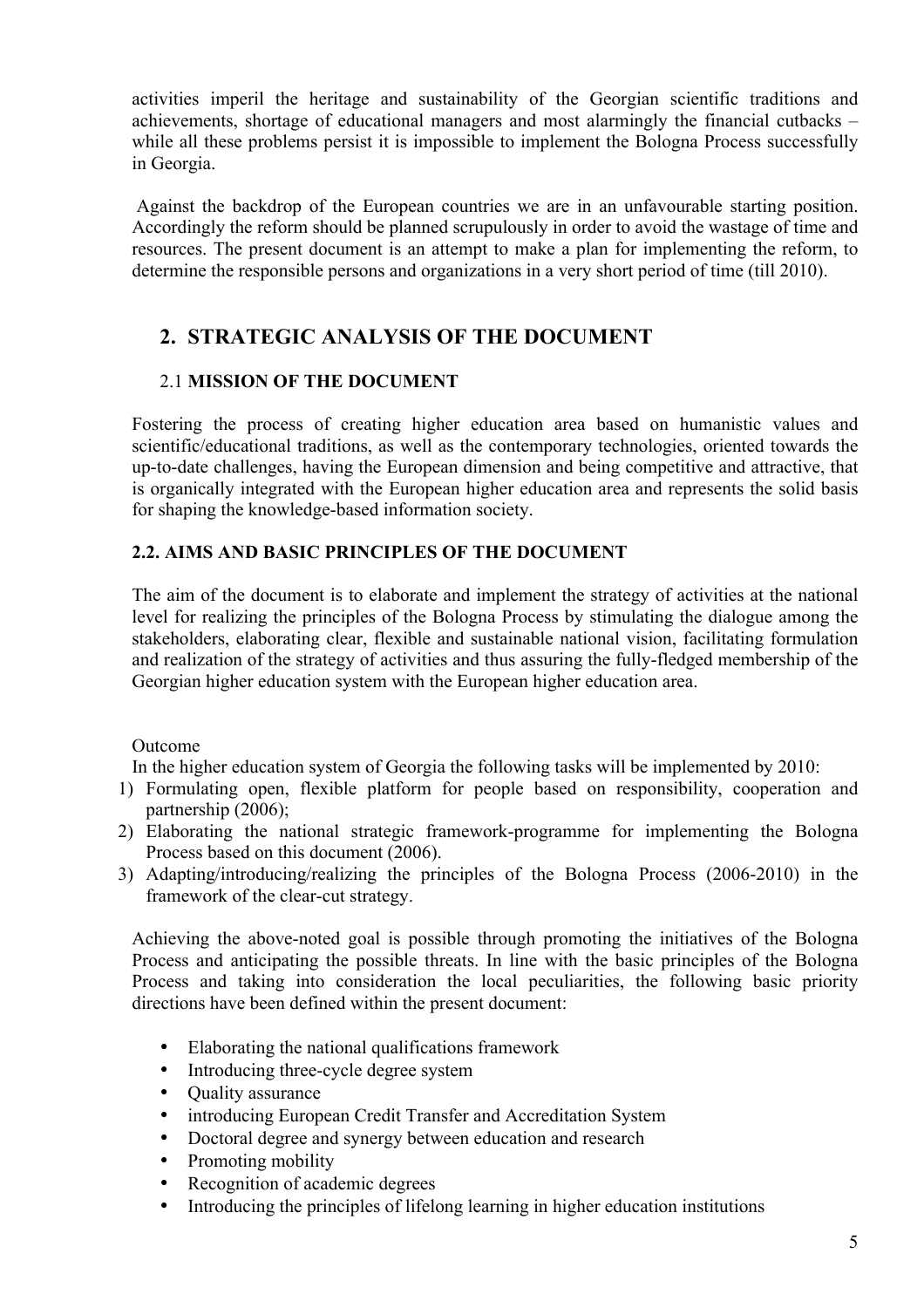activities imperil the heritage and sustainability of the Georgian scientific traditions and achievements, shortage of educational managers and most alarmingly the financial cutbacks – while all these problems persist it is impossible to implement the Bologna Process successfully in Georgia.

Against the backdrop of the European countries we are in an unfavourable starting position. Accordingly the reform should be planned scrupulously in order to avoid the wastage of time and resources. The present document is an attempt to make a plan for implementing the reform, to determine the responsible persons and organizations in a very short period of time (till 2010).

## 2. STRATEGIC ANALYSIS OF THE DOCUMENT

### 2.1 MISSION OF THE DOCUMENT

Fostering the process of creating higher education area based on humanistic values and scientific/educational traditions, as well as the contemporary technologies, oriented towards the up-to-date challenges, having the European dimension and being competitive and attractive, that is organically integrated with the European higher education area and represents the solid basis for shaping the knowledge-based information society.

### 2.2. AIMS AND BASIC PRINCIPLES OF THE DOCUMENT

The aim of the document is to elaborate and implement the strategy of activities at the national level for realizing the principles of the Bologna Process by stimulating the dialogue among the stakeholders, elaborating clear, flexible and sustainable national vision, facilitating formulation and realization of the strategy of activities and thus assuring the fully-fledged membership of the Georgian higher education system with the European higher education area.

Outcome

In the higher education system of Georgia the following tasks will be implemented by 2010:

1) Formulating open, flexible platform for people based on responsibility, cooperation and partnership (2006);
2) Elaborating the national strategic framework-programme for implementing the Bologna Process based on this document (2006).
3) Adapting/introducing/realizing the principles of the Bologna Process (2006-2010) in the framework of the clear-cut strategy.

Achieving the above-noted goal is possible through promoting the initiatives of the Bologna Process and anticipating the possible threats. In line with the basic principles of the Bologna Process and taking into consideration the local peculiarities, the following basic priority directions have been defined within the present document:

- Elaborating the national qualifications framework
- Introducing three-cycle degree system
- Quality assurance
- introducing European Credit Transfer and Accreditation System
- Doctoral degree and synergy between education and research
- Promoting mobility
- Recognition of academic degrees
- Introducing the principles of lifelong learning in higher education institutions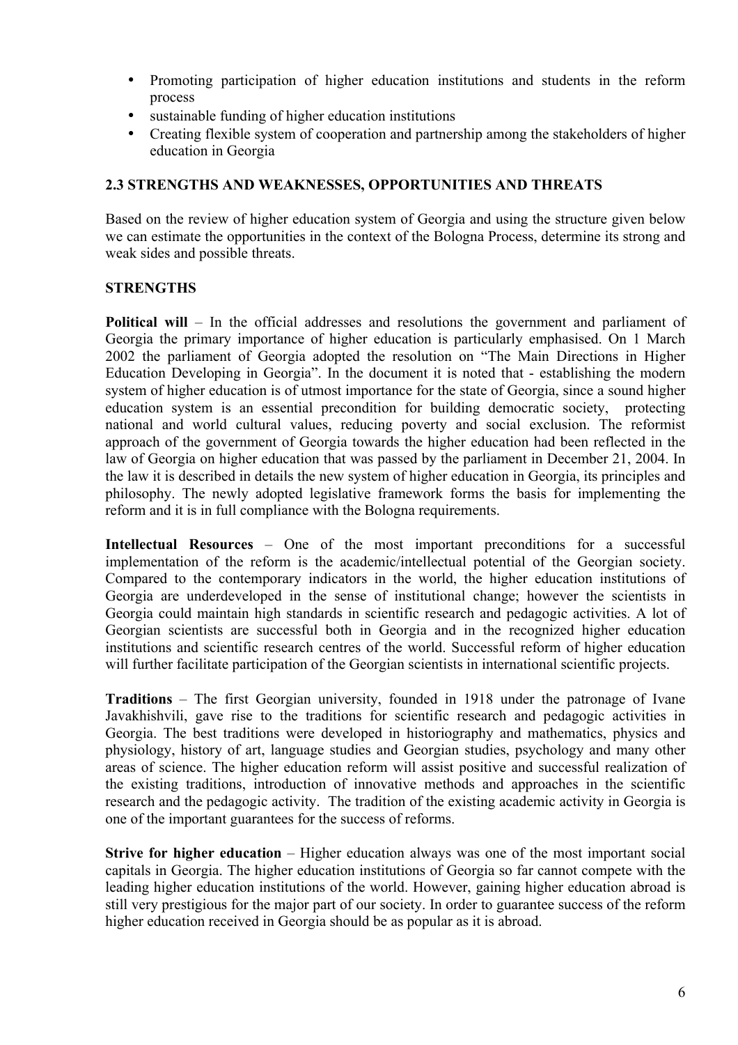- Promoting participation of higher education institutions and students in the reform process
- sustainable funding of higher education institutions
- Creating flexible system of cooperation and partnership among the stakeholders of higher education in Georgia

### 2.3 STRENGTHS AND WEAKNESSES, OPPORTUNITIES AND THREATS

Based on the review of higher education system of Georgia and using the structure given below we can estimate the opportunities in the context of the Bologna Process, determine its strong and weak sides and possible threats.

#### STRENGTHS

**Political will** – In the official addresses and resolutions the government and parliament of Georgia the primary importance of higher education is particularly emphasised. On 1 March 2002 the parliament of Georgia adopted the resolution on "The Main Directions in Higher Education Developing in Georgia". In the document it is noted that - establishing the modern system of higher education is of utmost importance for the state of Georgia, since a sound higher education system is an essential precondition for building democratic society, protecting national and world cultural values, reducing poverty and social exclusion. The reformist approach of the government of Georgia towards the higher education had been reflected in the law of Georgia on higher education that was passed by the parliament in December 21, 2004. In the law it is described in details the new system of higher education in Georgia, its principles and philosophy. The newly adopted legislative framework forms the basis for implementing the reform and it is in full compliance with the Bologna requirements.

**Intellectual Resources** – One of the most important preconditions for a successful implementation of the reform is the academic/intellectual potential of the Georgian society. Compared to the contemporary indicators in the world, the higher education institutions of Georgia are underdeveloped in the sense of institutional change; however the scientists in Georgia could maintain high standards in scientific research and pedagogic activities. A lot of Georgian scientists are successful both in Georgia and in the recognized higher education institutions and scientific research centres of the world. Successful reform of higher education will further facilitate participation of the Georgian scientists in international scientific projects.

**Traditions** – The first Georgian university, founded in 1918 under the patronage of Ivane Javakhishvili, gave rise to the traditions for scientific research and pedagogic activities in Georgia. The best traditions were developed in historiography and mathematics, physics and physiology, history of art, language studies and Georgian studies, psychology and many other areas of science. The higher education reform will assist positive and successful realization of the existing traditions, introduction of innovative methods and approaches in the scientific research and the pedagogic activity. The tradition of the existing academic activity in Georgia is one of the important guarantees for the success of reforms.

**Strive for higher education** – Higher education always was one of the most important social capitals in Georgia. The higher education institutions of Georgia so far cannot compete with the leading higher education institutions of the world. However, gaining higher education abroad is still very prestigious for the major part of our society. In order to guarantee success of the reform higher education received in Georgia should be as popular as it is abroad.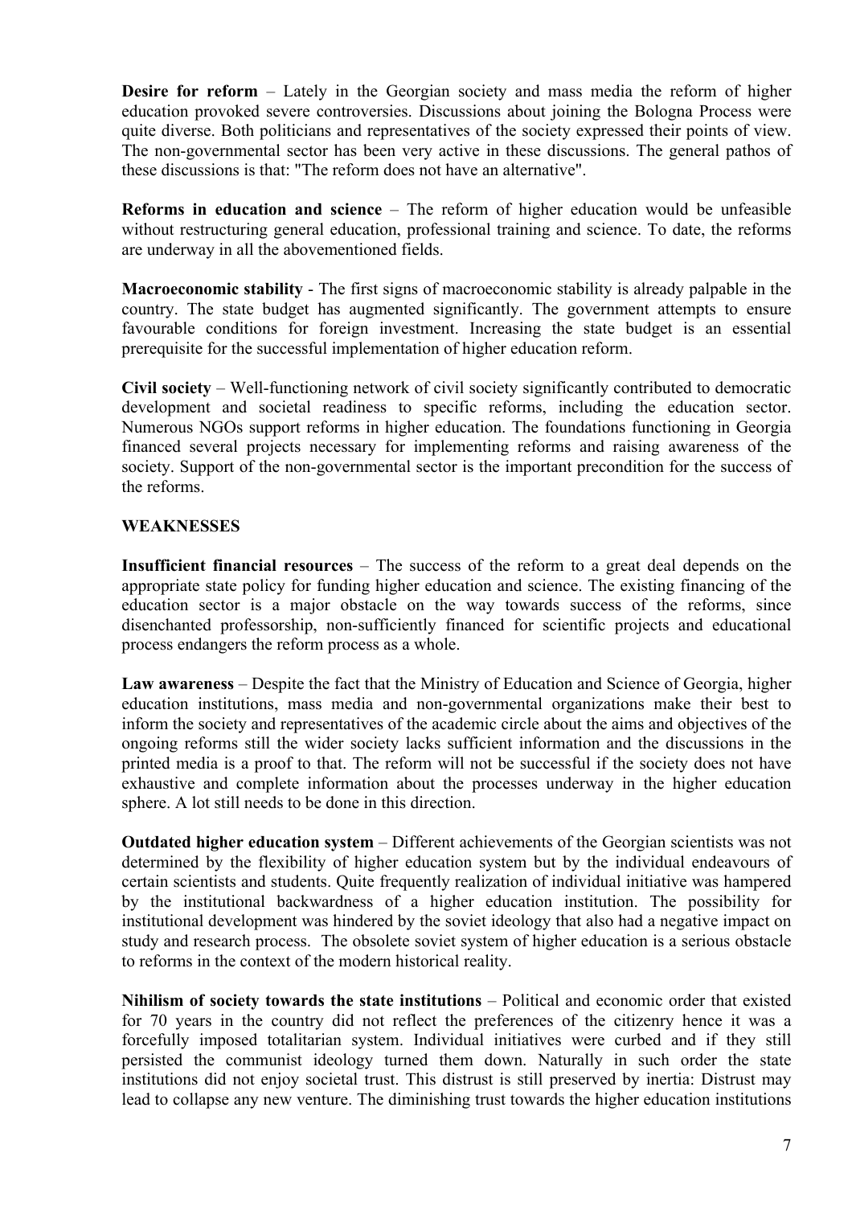**Desire for reform** – Lately in the Georgian society and mass media the reform of higher education provoked severe controversies. Discussions about joining the Bologna Process were quite diverse. Both politicians and representatives of the society expressed their points of view. The non-governmental sector has been very active in these discussions. The general pathos of these discussions is that: "The reform does not have an alternative".

**Reforms in education and science** – The reform of higher education would be unfeasible without restructuring general education, professional training and science. To date, the reforms are underway in all the abovementioned fields.

**Macroeconomic stability** - The first signs of macroeconomic stability is already palpable in the country. The state budget has augmented significantly. The government attempts to ensure favourable conditions for foreign investment. Increasing the state budget is an essential prerequisite for the successful implementation of higher education reform.

**Civil society** – Well-functioning network of civil society significantly contributed to democratic development and societal readiness to specific reforms, including the education sector. Numerous NGOs support reforms in higher education. The foundations functioning in Georgia financed several projects necessary for implementing reforms and raising awareness of the society. Support of the non-governmental sector is the important precondition for the success of the reforms.

**WEAKNESSES**

**Insufficient financial resources** – The success of the reform to a great deal depends on the appropriate state policy for funding higher education and science. The existing financing of the education sector is a major obstacle on the way towards success of the reforms, since disenchanted professorship, non-sufficiently financed for scientific projects and educational process endangers the reform process as a whole.

**Law awareness** – Despite the fact that the Ministry of Education and Science of Georgia, higher education institutions, mass media and non-governmental organizations make their best to inform the society and representatives of the academic circle about the aims and objectives of the ongoing reforms still the wider society lacks sufficient information and the discussions in the printed media is a proof to that. The reform will not be successful if the society does not have exhaustive and complete information about the processes underway in the higher education sphere. A lot still needs to be done in this direction.

**Outdated higher education system** – Different achievements of the Georgian scientists was not determined by the flexibility of higher education system but by the individual endeavours of certain scientists and students. Quite frequently realization of individual initiative was hampered by the institutional backwardness of a higher education institution. The possibility for institutional development was hindered by the soviet ideology that also had a negative impact on study and research process. The obsolete soviet system of higher education is a serious obstacle to reforms in the context of the modern historical reality.

**Nihilism of society towards the state institutions** – Political and economic order that existed for 70 years in the country did not reflect the preferences of the citizenry hence it was a forcefully imposed totalitarian system. Individual initiatives were curbed and if they still persisted the communist ideology turned them down. Naturally in such order the state institutions did not enjoy societal trust. This distrust is still preserved by inertia: Distrust may lead to collapse any new venture. The diminishing trust towards the higher education institutions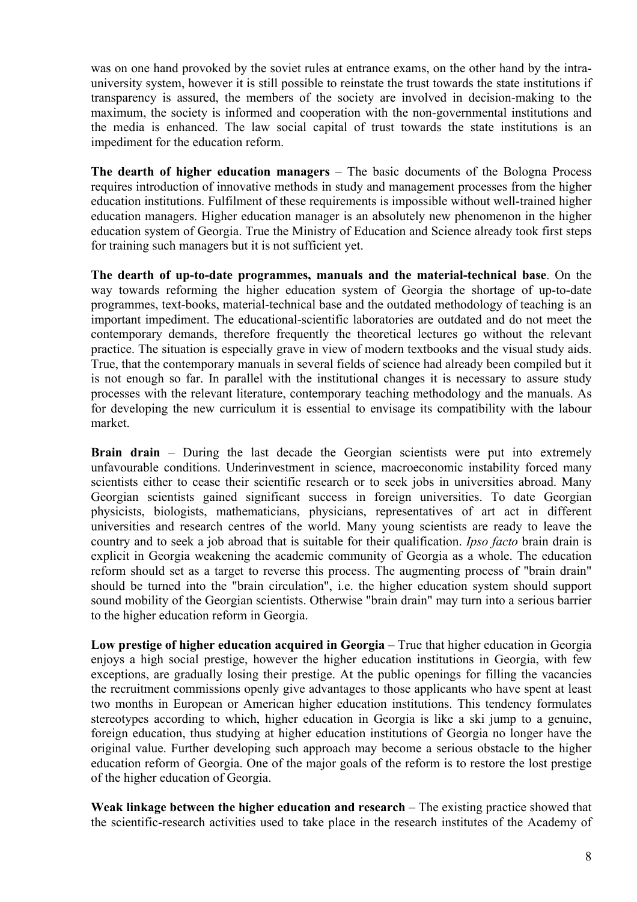was on one hand provoked by the soviet rules at entrance exams, on the other hand by the intra-university system, however it is still possible to reinstate the trust towards the state institutions if transparency is assured, the members of the society are involved in decision-making to the maximum, the society is informed and cooperation with the non-governmental institutions and the media is enhanced. The law social capital of trust towards the state institutions is an impediment for the education reform.

**The dearth of higher education managers** – The basic documents of the Bologna Process requires introduction of innovative methods in study and management processes from the higher education institutions. Fulfilment of these requirements is impossible without well-trained higher education managers. Higher education manager is an absolutely new phenomenon in the higher education system of Georgia. True the Ministry of Education and Science already took first steps for training such managers but it is not sufficient yet.

**The dearth of up-to-date programmes, manuals and the material-technical base**. On the way towards reforming the higher education system of Georgia the shortage of up-to-date programmes, text-books, material-technical base and the outdated methodology of teaching is an important impediment. The educational-scientific laboratories are outdated and do not meet the contemporary demands, therefore frequently the theoretical lectures go without the relevant practice. The situation is especially grave in view of modern textbooks and the visual study aids. True, that the contemporary manuals in several fields of science had already been compiled but it is not enough so far. In parallel with the institutional changes it is necessary to assure study processes with the relevant literature, contemporary teaching methodology and the manuals. As for developing the new curriculum it is essential to envisage its compatibility with the labour market.

**Brain drain** – During the last decade the Georgian scientists were put into extremely unfavourable conditions. Underinvestment in science, macroeconomic instability forced many scientists either to cease their scientific research or to seek jobs in universities abroad. Many Georgian scientists gained significant success in foreign universities. To date Georgian physicists, biologists, mathematicians, physicians, representatives of art act in different universities and research centres of the world. Many young scientists are ready to leave the country and to seek a job abroad that is suitable for their qualification. *Ipso facto* brain drain is explicit in Georgia weakening the academic community of Georgia as a whole. The education reform should set as a target to reverse this process. The augmenting process of "brain drain" should be turned into the "brain circulation", i.e. the higher education system should support sound mobility of the Georgian scientists. Otherwise "brain drain" may turn into a serious barrier to the higher education reform in Georgia.

**Low prestige of higher education acquired in Georgia** – True that higher education in Georgia enjoys a high social prestige, however the higher education institutions in Georgia, with few exceptions, are gradually losing their prestige. At the public openings for filling the vacancies the recruitment commissions openly give advantages to those applicants who have spent at least two months in European or American higher education institutions. This tendency formulates stereotypes according to which, higher education in Georgia is like a ski jump to a genuine, foreign education, thus studying at higher education institutions of Georgia no longer have the original value. Further developing such approach may become a serious obstacle to the higher education reform of Georgia. One of the major goals of the reform is to restore the lost prestige of the higher education of Georgia.

**Weak linkage between the higher education and research** – The existing practice showed that the scientific-research activities used to take place in the research institutes of the Academy of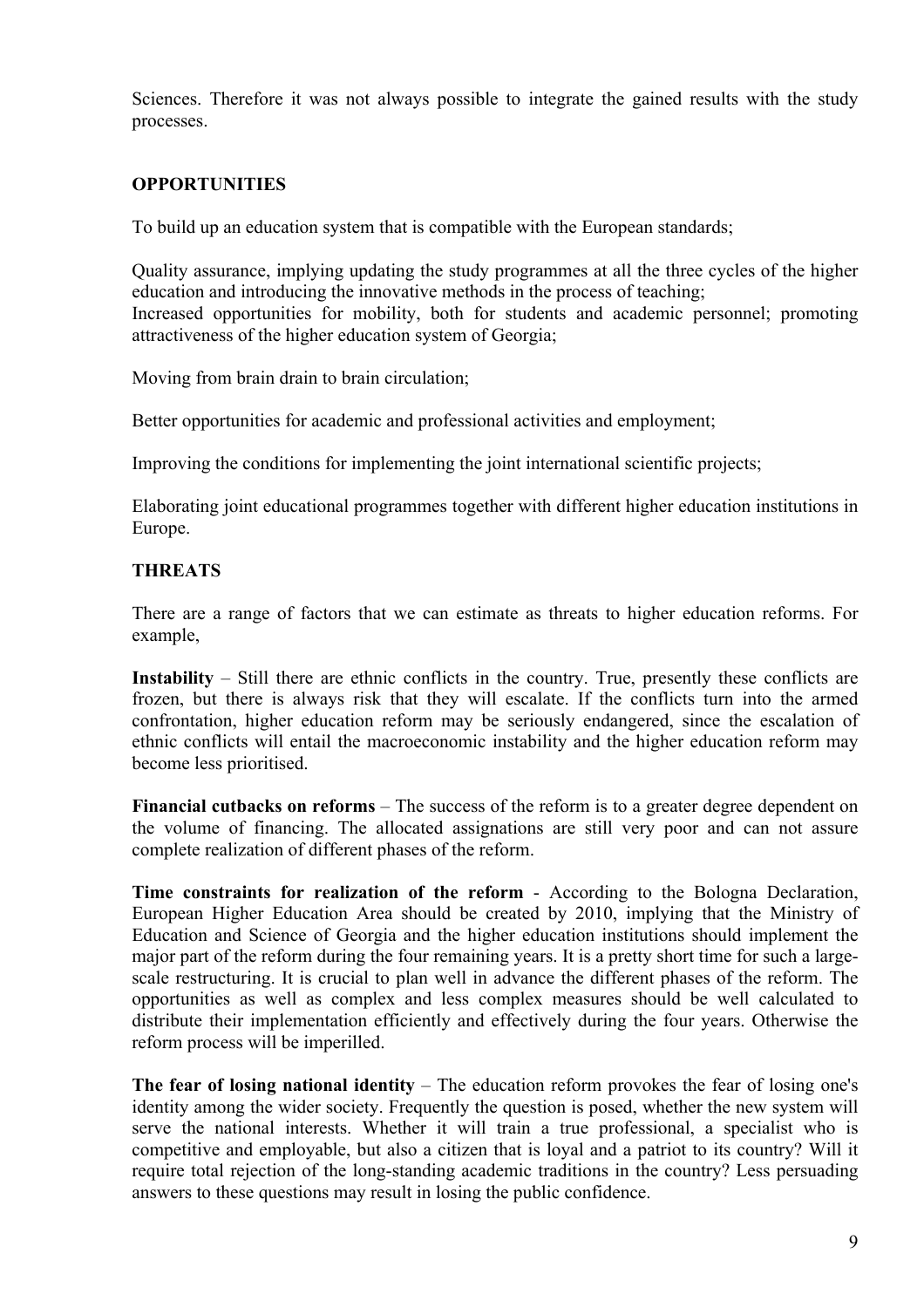Sciences. Therefore it was not always possible to integrate the gained results with the study processes.

**OPPORTUNITIES**

To build up an education system that is compatible with the European standards;

Quality assurance, implying updating the study programmes at all the three cycles of the higher education and introducing the innovative methods in the process of teaching;
Increased opportunities for mobility, both for students and academic personnel; promoting attractiveness of the higher education system of Georgia;

Moving from brain drain to brain circulation;

Better opportunities for academic and professional activities and employment;

Improving the conditions for implementing the joint international scientific projects;

Elaborating joint educational programmes together with different higher education institutions in Europe.

**THREATS**

There are a range of factors that we can estimate as threats to higher education reforms. For example,

**Instability** – Still there are ethnic conflicts in the country. True, presently these conflicts are frozen, but there is always risk that they will escalate. If the conflicts turn into the armed confrontation, higher education reform may be seriously endangered, since the escalation of ethnic conflicts will entail the macroeconomic instability and the higher education reform may become less prioritised.

**Financial cutbacks on reforms** – The success of the reform is to a greater degree dependent on the volume of financing. The allocated assignations are still very poor and can not assure complete realization of different phases of the reform.

**Time constraints for realization of the reform** - According to the Bologna Declaration, European Higher Education Area should be created by 2010, implying that the Ministry of Education and Science of Georgia and the higher education institutions should implement the major part of the reform during the four remaining years. It is a pretty short time for such a large-scale restructuring. It is crucial to plan well in advance the different phases of the reform. The opportunities as well as complex and less complex measures should be well calculated to distribute their implementation efficiently and effectively during the four years. Otherwise the reform process will be imperilled.

**The fear of losing national identity** – The education reform provokes the fear of losing one's identity among the wider society. Frequently the question is posed, whether the new system will serve the national interests. Whether it will train a true professional, a specialist who is competitive and employable, but also a citizen that is loyal and a patriot to its country? Will it require total rejection of the long-standing academic traditions in the country? Less persuading answers to these questions may result in losing the public confidence.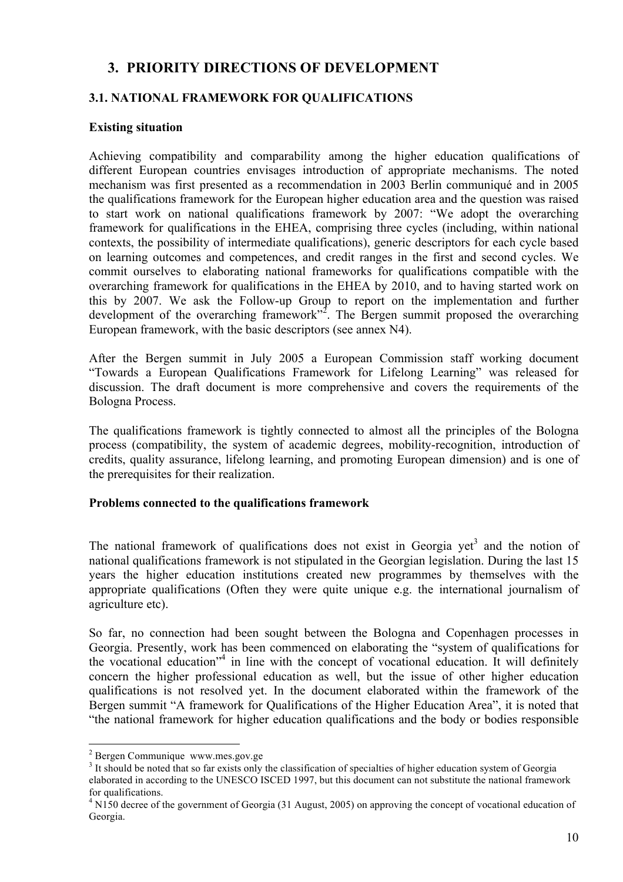## 3. PRIORITY DIRECTIONS OF DEVELOPMENT

### 3.1. NATIONAL FRAMEWORK FOR QUALIFICATIONS

**Existing situation**

Achieving compatibility and comparability among the higher education qualifications of different European countries envisages introduction of appropriate mechanisms. The noted mechanism was first presented as a recommendation in 2003 Berlin communiqué and in 2005 the qualifications framework for the European higher education area and the question was raised to start work on national qualifications framework by 2007: "We adopt the overarching framework for qualifications in the EHEA, comprising three cycles (including, within national contexts, the possibility of intermediate qualifications), generic descriptors for each cycle based on learning outcomes and competences, and credit ranges in the first and second cycles. We commit ourselves to elaborating national frameworks for qualifications compatible with the overarching framework for qualifications in the EHEA by 2010, and to having started work on this by 2007. We ask the Follow-up Group to report on the implementation and further development of the overarching framework"[2]. The Bergen summit proposed the overarching European framework, with the basic descriptors (see annex N4).

After the Bergen summit in July 2005 a European Commission staff working document "Towards a European Qualifications Framework for Lifelong Learning" was released for discussion. The draft document is more comprehensive and covers the requirements of the Bologna Process.

The qualifications framework is tightly connected to almost all the principles of the Bologna process (compatibility, the system of academic degrees, mobility-recognition, introduction of credits, quality assurance, lifelong learning, and promoting European dimension) and is one of the prerequisites for their realization.

**Problems connected to the qualifications framework**

The national framework of qualifications does not exist in Georgia yet[3] and the notion of national qualifications framework is not stipulated in the Georgian legislation. During the last 15 years the higher education institutions created new programmes by themselves with the appropriate qualifications (Often they were quite unique e.g. the international journalism of agriculture etc).

So far, no connection had been sought between the Bologna and Copenhagen processes in Georgia. Presently, work has been commenced on elaborating the "system of qualifications for the vocational education"[4] in line with the concept of vocational education. It will definitely concern the higher professional education as well, but the issue of other higher education qualifications is not resolved yet. In the document elaborated within the framework of the Bergen summit "A framework for Qualifications of the Higher Education Area", it is noted that "the national framework for higher education qualifications and the body or bodies responsible

---

[2] Bergen Communique www.mes.gov.ge

[3] It should be noted that so far exists only the classification of specialties of higher education system of Georgia elaborated in according to the UNESCO ISCED 1997, but this document can not substitute the national framework for qualifications.

[4] N150 decree of the government of Georgia (31 August, 2005) on approving the concept of vocational education of Georgia.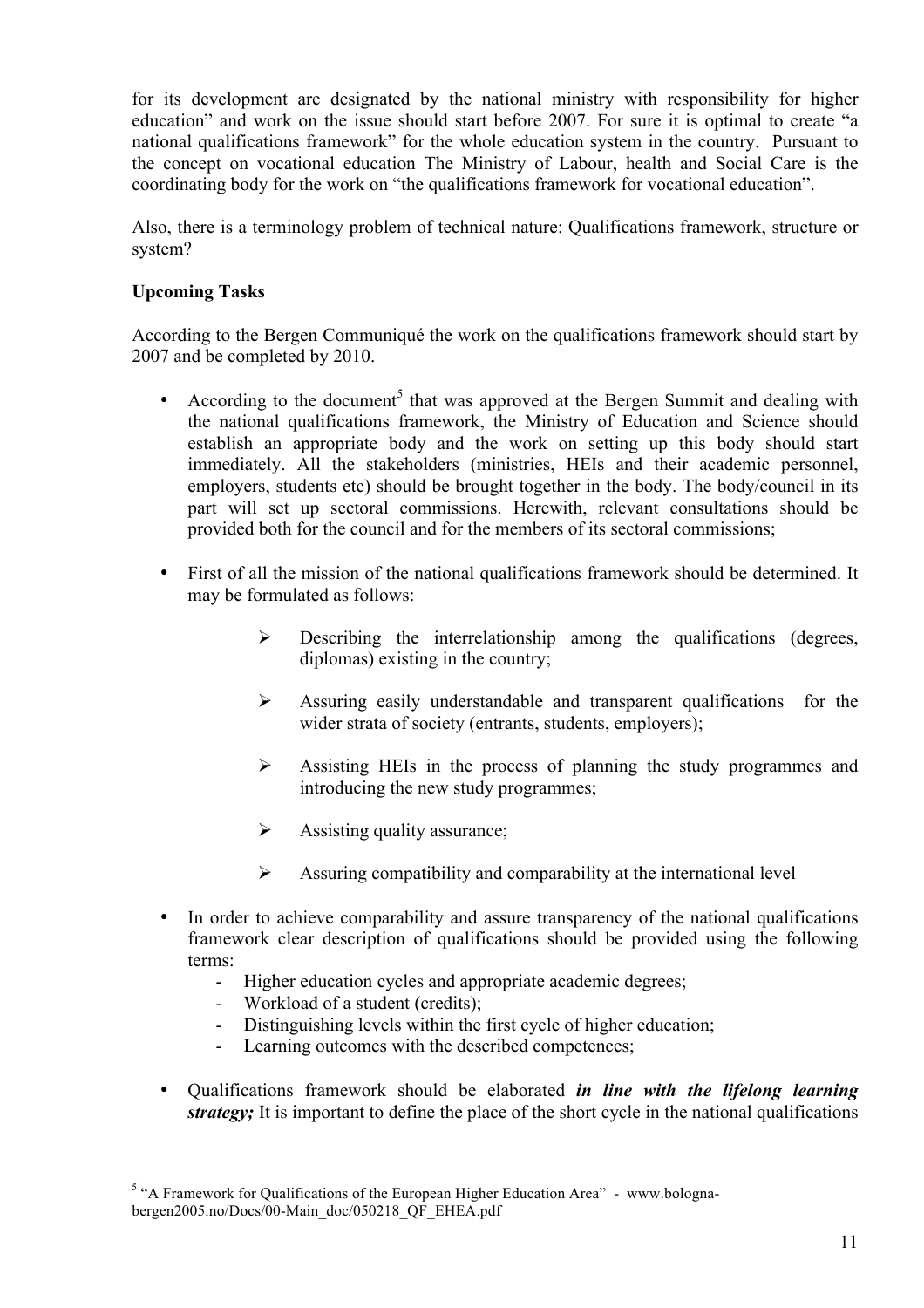for its development are designated by the national ministry with responsibility for higher education" and work on the issue should start before 2007. For sure it is optimal to create "a national qualifications framework" for the whole education system in the country. Pursuant to the concept on vocational education The Ministry of Labour, health and Social Care is the coordinating body for the work on "the qualifications framework for vocational education".

Also, there is a terminology problem of technical nature: Qualifications framework, structure or system?

**Upcoming Tasks**

According to the Bergen Communiqué the work on the qualifications framework should start by 2007 and be completed by 2010.

- According to the document[5] that was approved at the Bergen Summit and dealing with the national qualifications framework, the Ministry of Education and Science should establish an appropriate body and the work on setting up this body should start immediately. All the stakeholders (ministries, HEIs and their academic personnel, employers, students etc) should be brought together in the body. The body/council in its part will set up sectoral commissions. Herewith, relevant consultations should be provided both for the council and for the members of its sectoral commissions;

- First of all the mission of the national qualifications framework should be determined. It may be formulated as follows:

    - Describing the interrelationship among the qualifications (degrees, diplomas) existing in the country;
    - Assuring easily understandable and transparent qualifications for the wider strata of society (entrants, students, employers);
    - Assisting HEIs in the process of planning the study programmes and introducing the new study programmes;
    - Assisting quality assurance;
    - Assuring compatibility and comparability at the international level

- In order to achieve comparability and assure transparency of the national qualifications framework clear description of qualifications should be provided using the following terms:
    - Higher education cycles and appropriate academic degrees;
    - Workload of a student (credits);
    - Distinguishing levels within the first cycle of higher education;
    - Learning outcomes with the described competences;

- Qualifications framework should be elaborated ***in line with the lifelong learning strategy;*** It is important to define the place of the short cycle in the national qualifications

[5] "A Framework for Qualifications of the European Higher Education Area" - www.bologna-bergen2005.no/Docs/00-Main_doc/050218_QF_EHEA.pdf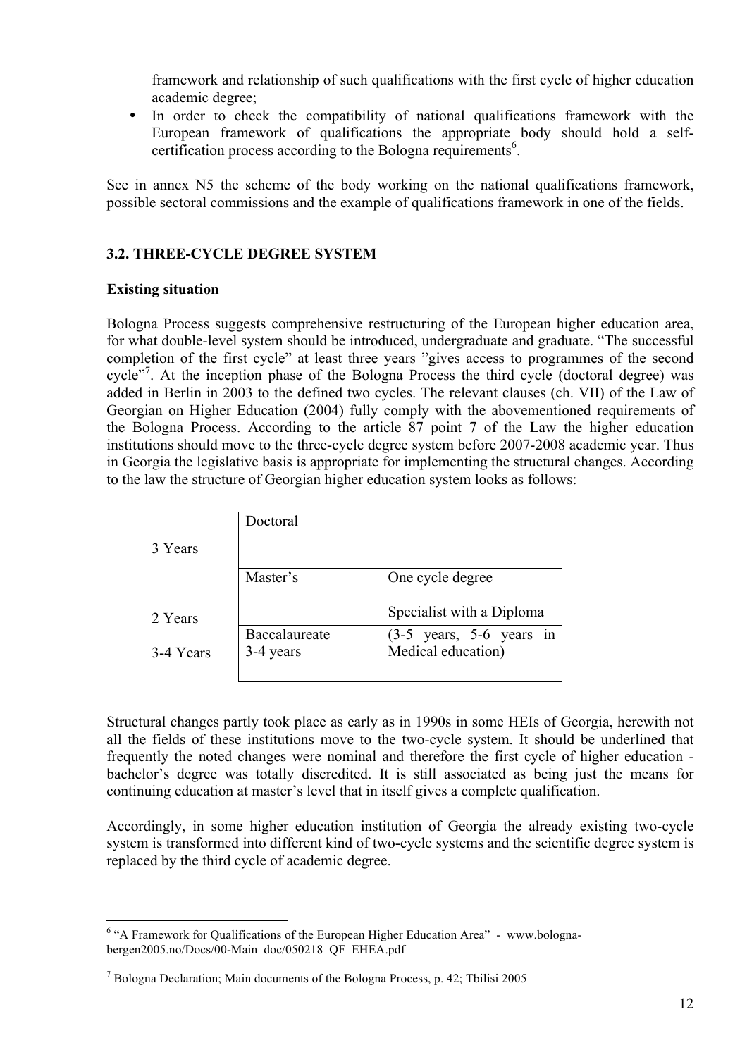framework and relationship of such qualifications with the first cycle of higher education academic degree;

- In order to check the compatibility of national qualifications framework with the European framework of qualifications the appropriate body should hold a self-certification process according to the Bologna requirements[6].

See in annex N5 the scheme of the body working on the national qualifications framework, possible sectoral commissions and the example of qualifications framework in one of the fields.

### 3.2. THREE-CYCLE DEGREE SYSTEM

**Existing situation**

Bologna Process suggests comprehensive restructuring of the European higher education area, for what double-level system should be introduced, undergraduate and graduate. "The successful completion of the first cycle" at least three years "gives access to programmes of the second cycle"[7]. At the inception phase of the Bologna Process the third cycle (doctoral degree) was added in Berlin in 2003 to the defined two cycles. The relevant clauses (ch. VII) of the Law of Georgian on Higher Education (2004) fully comply with the abovementioned requirements of the Bologna Process. According to the article 87 point 7 of the Law the higher education institutions should move to the three-cycle degree system before 2007-2008 academic year. Thus in Georgia the legislative basis is appropriate for implementing the structural changes. According to the law the structure of Georgian higher education system looks as follows:

| | | |
|---|---|---|
| 3 Years | Doctoral | |
| 2 Years | Master's | One cycle degree<br>Specialist with a Diploma |
| 3-4 Years | Baccalaureate<br>3-4 years | (3-5 years, 5-6 years in Medical education) |

Structural changes partly took place as early as in 1990s in some HEIs of Georgia, herewith not all the fields of these institutions move to the two-cycle system. It should be underlined that frequently the noted changes were nominal and therefore the first cycle of higher education - bachelor's degree was totally discredited. It is still associated as being just the means for continuing education at master's level that in itself gives a complete qualification.

Accordingly, in some higher education institution of Georgia the already existing two-cycle system is transformed into different kind of two-cycle systems and the scientific degree system is replaced by the third cycle of academic degree.

---

[6] "A Framework for Qualifications of the European Higher Education Area" - www.bologna-bergen2005.no/Docs/00-Main_doc/050218_QF_EHEA.pdf

[7] Bologna Declaration; Main documents of the Bologna Process, p. 42; Tbilisi 2005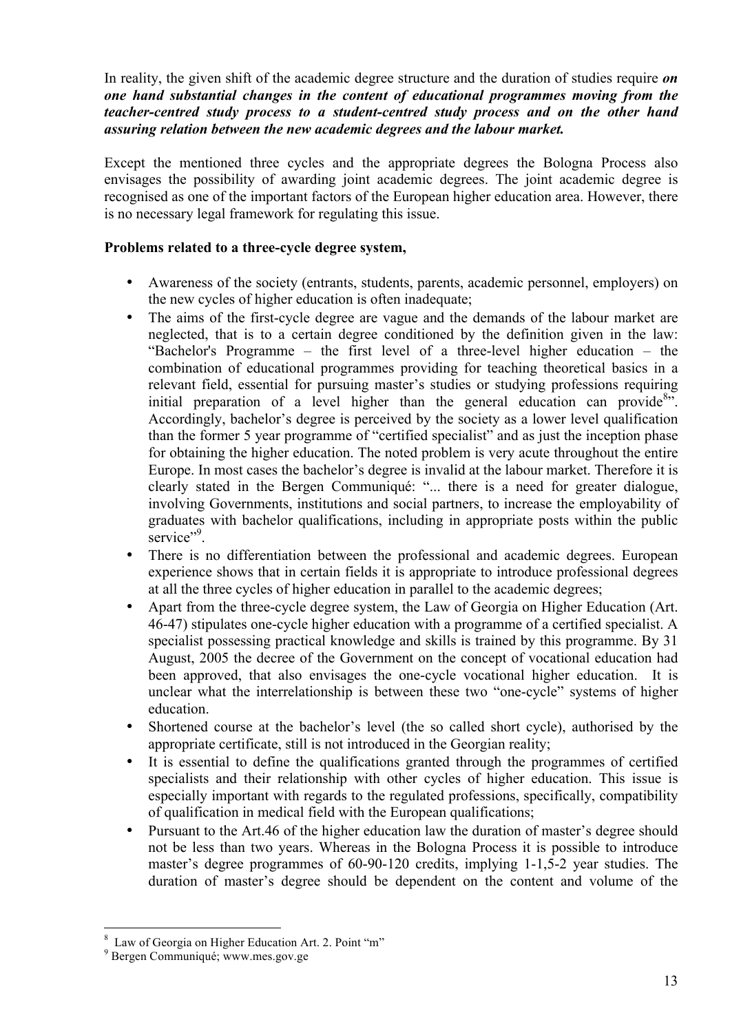In reality, the given shift of the academic degree structure and the duration of studies require ***on one hand substantial changes in the content of educational programmes moving from the teacher-centred study process to a student-centred study process and on the other hand assuring relation between the new academic degrees and the labour market.***

Except the mentioned three cycles and the appropriate degrees the Bologna Process also envisages the possibility of awarding joint academic degrees. The joint academic degree is recognised as one of the important factors of the European higher education area. However, there is no necessary legal framework for regulating this issue.

**Problems related to a three-cycle degree system,**

- Awareness of the society (entrants, students, parents, academic personnel, employers) on the new cycles of higher education is often inadequate;
- The aims of the first-cycle degree are vague and the demands of the labour market are neglected, that is to a certain degree conditioned by the definition given in the law: "Bachelor's Programme – the first level of a three-level higher education – the combination of educational programmes providing for teaching theoretical basics in a relevant field, essential for pursuing master's studies or studying professions requiring initial preparation of a level higher than the general education can provide[8]". Accordingly, bachelor's degree is perceived by the society as a lower level qualification than the former 5 year programme of "certified specialist" and as just the inception phase for obtaining the higher education. The noted problem is very acute throughout the entire Europe. In most cases the bachelor's degree is invalid at the labour market. Therefore it is clearly stated in the Bergen Communiqué: "... there is a need for greater dialogue, involving Governments, institutions and social partners, to increase the employability of graduates with bachelor qualifications, including in appropriate posts within the public service"[9].
- There is no differentiation between the professional and academic degrees. European experience shows that in certain fields it is appropriate to introduce professional degrees at all the three cycles of higher education in parallel to the academic degrees;
- Apart from the three-cycle degree system, the Law of Georgia on Higher Education (Art. 46-47) stipulates one-cycle higher education with a programme of a certified specialist. A specialist possessing practical knowledge and skills is trained by this programme. By 31 August, 2005 the decree of the Government on the concept of vocational education had been approved, that also envisages the one-cycle vocational higher education. It is unclear what the interrelationship is between these two "one-cycle" systems of higher education.
- Shortened course at the bachelor's level (the so called short cycle), authorised by the appropriate certificate, still is not introduced in the Georgian reality;
- It is essential to define the qualifications granted through the programmes of certified specialists and their relationship with other cycles of higher education. This issue is especially important with regards to the regulated professions, specifically, compatibility of qualification in medical field with the European qualifications;
- Pursuant to the Art.46 of the higher education law the duration of master's degree should not be less than two years. Whereas in the Bologna Process it is possible to introduce master's degree programmes of 60-90-120 credits, implying 1-1,5-2 year studies. The duration of master's degree should be dependent on the content and volume of the

---

[8] Law of Georgia on Higher Education Art. 2. Point "m"

[9] Bergen Communiqué; www.mes.gov.ge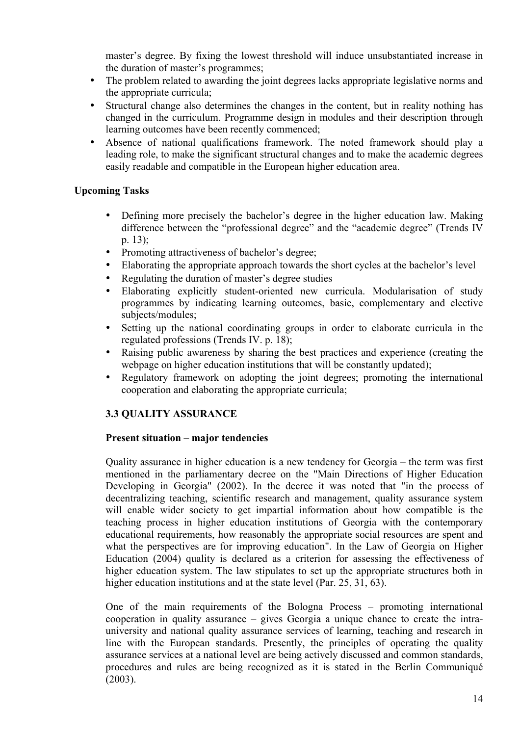master's degree. By fixing the lowest threshold will induce unsubstantiated increase in the duration of master's programmes;

- The problem related to awarding the joint degrees lacks appropriate legislative norms and the appropriate curricula;
- Structural change also determines the changes in the content, but in reality nothing has changed in the curriculum. Programme design in modules and their description through learning outcomes have been recently commenced;
- Absence of national qualifications framework. The noted framework should play a leading role, to make the significant structural changes and to make the academic degrees easily readable and compatible in the European higher education area.

**Upcoming Tasks**

- Defining more precisely the bachelor's degree in the higher education law. Making difference between the "professional degree" and the "academic degree" (Trends IV p. 13);
- Promoting attractiveness of bachelor's degree;
- Elaborating the appropriate approach towards the short cycles at the bachelor's level
- Regulating the duration of master's degree studies
- Elaborating explicitly student-oriented new curricula. Modularisation of study programmes by indicating learning outcomes, basic, complementary and elective subjects/modules;
- Setting up the national coordinating groups in order to elaborate curricula in the regulated professions (Trends IV. p. 18);
- Raising public awareness by sharing the best practices and experience (creating the webpage on higher education institutions that will be constantly updated);
- Regulatory framework on adopting the joint degrees; promoting the international cooperation and elaborating the appropriate curricula;

### 3.3 QUALITY ASSURANCE

**Present situation – major tendencies**

Quality assurance in higher education is a new tendency for Georgia – the term was first mentioned in the parliamentary decree on the "Main Directions of Higher Education Developing in Georgia" (2002). In the decree it was noted that "in the process of decentralizing teaching, scientific research and management, quality assurance system will enable wider society to get impartial information about how compatible is the teaching process in higher education institutions of Georgia with the contemporary educational requirements, how reasonably the appropriate social resources are spent and what the perspectives are for improving education". In the Law of Georgia on Higher Education (2004) quality is declared as a criterion for assessing the effectiveness of higher education system. The law stipulates to set up the appropriate structures both in higher education institutions and at the state level (Par. 25, 31, 63).

One of the main requirements of the Bologna Process – promoting international cooperation in quality assurance – gives Georgia a unique chance to create the intra-university and national quality assurance services of learning, teaching and research in line with the European standards. Presently, the principles of operating the quality assurance services at a national level are being actively discussed and common standards, procedures and rules are being recognized as it is stated in the Berlin Communiqué (2003).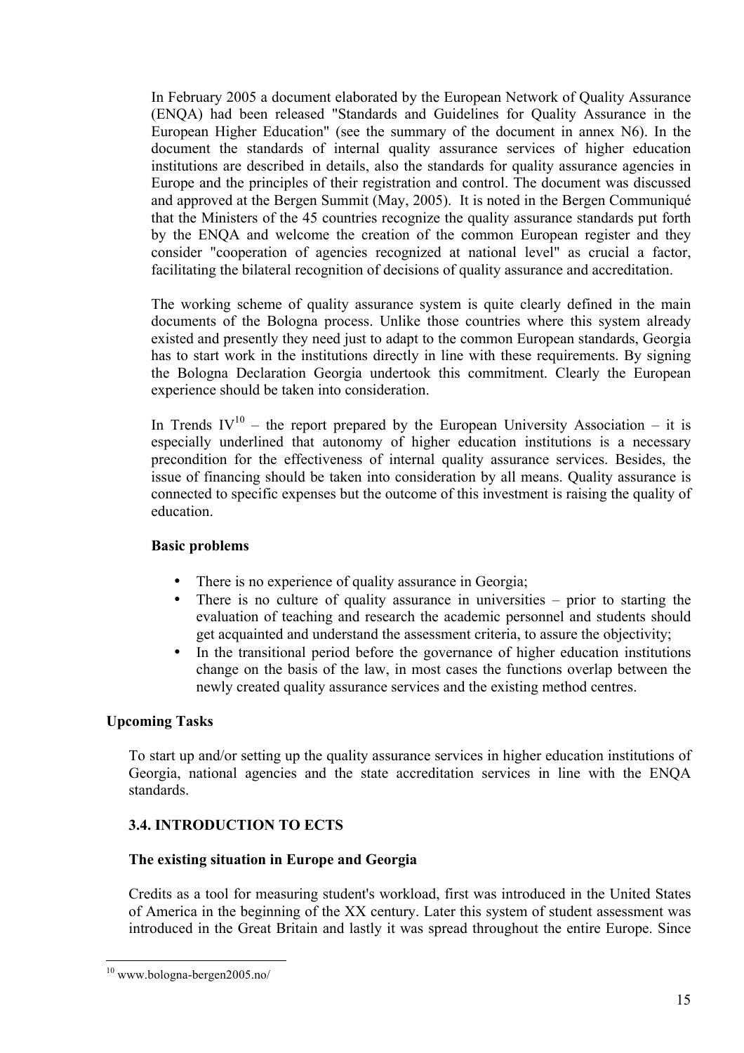In February 2005 a document elaborated by the European Network of Quality Assurance (ENQA) had been released "Standards and Guidelines for Quality Assurance in the European Higher Education" (see the summary of the document in annex N6). In the document the standards of internal quality assurance services of higher education institutions are described in details, also the standards for quality assurance agencies in Europe and the principles of their registration and control. The document was discussed and approved at the Bergen Summit (May, 2005). It is noted in the Bergen Communiqué that the Ministers of the 45 countries recognize the quality assurance standards put forth by the ENQA and welcome the creation of the common European register and they consider "cooperation of agencies recognized at national level" as crucial a factor, facilitating the bilateral recognition of decisions of quality assurance and accreditation.

The working scheme of quality assurance system is quite clearly defined in the main documents of the Bologna process. Unlike those countries where this system already existed and presently they need just to adapt to the common European standards, Georgia has to start work in the institutions directly in line with these requirements. By signing the Bologna Declaration Georgia undertook this commitment. Clearly the European experience should be taken into consideration.

In Trends IV[10] – the report prepared by the European University Association – it is especially underlined that autonomy of higher education institutions is a necessary precondition for the effectiveness of internal quality assurance services. Besides, the issue of financing should be taken into consideration by all means. Quality assurance is connected to specific expenses but the outcome of this investment is raising the quality of education.

**Basic problems**

- There is no experience of quality assurance in Georgia;
- There is no culture of quality assurance in universities – prior to starting the evaluation of teaching and research the academic personnel and students should get acquainted and understand the assessment criteria, to assure the objectivity;
- In the transitional period before the governance of higher education institutions change on the basis of the law, in most cases the functions overlap between the newly created quality assurance services and the existing method centres.

**Upcoming Tasks**

To start up and/or setting up the quality assurance services in higher education institutions of Georgia, national agencies and the state accreditation services in line with the ENQA standards.

### 3.4. INTRODUCTION TO ECTS

**The existing situation in Europe and Georgia**

Credits as a tool for measuring student's workload, first was introduced in the United States of America in the beginning of the XX century. Later this system of student assessment was introduced in the Great Britain and lastly it was spread throughout the entire Europe. Since

---

[10] www.bologna-bergen2005.no/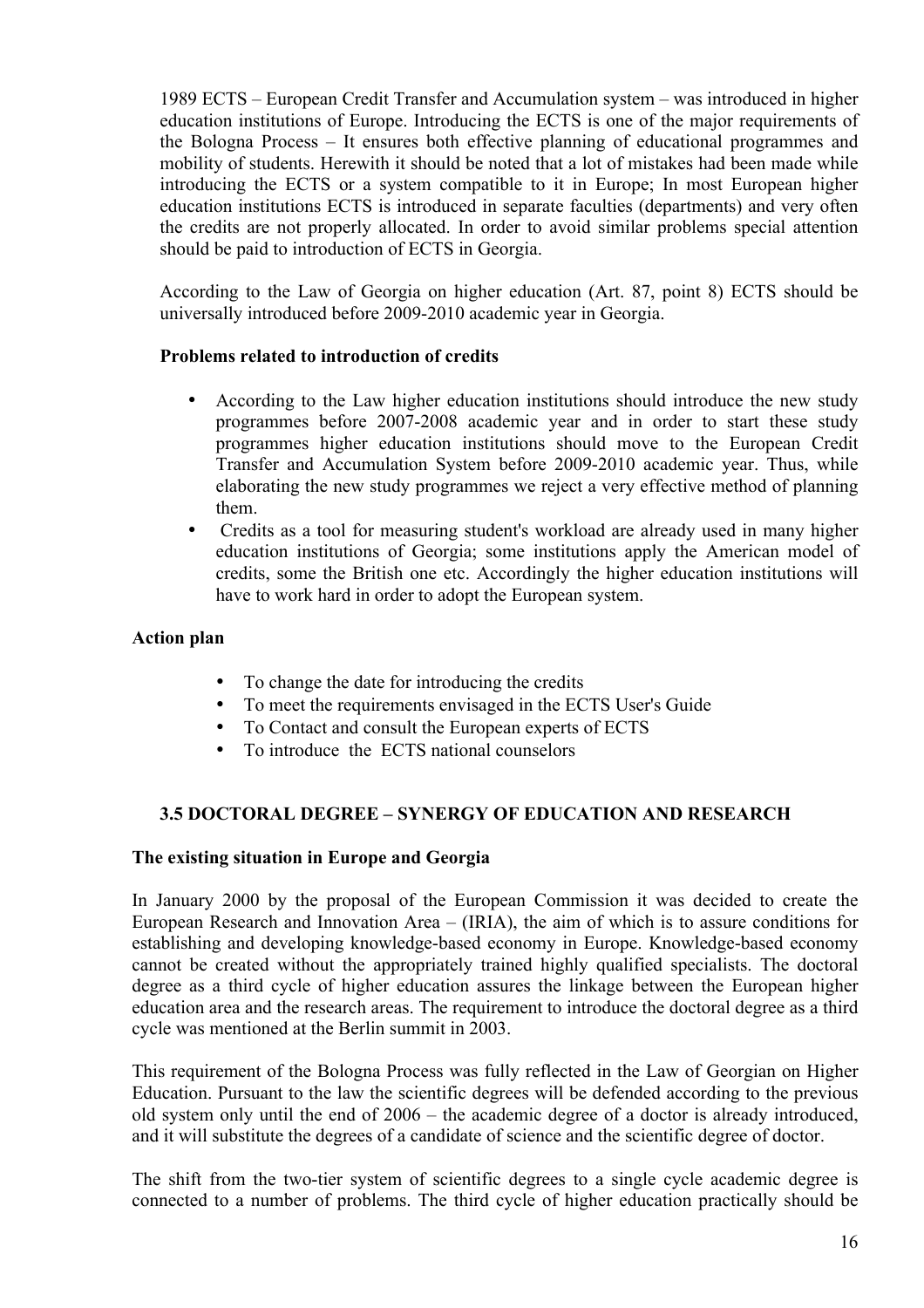1989 ECTS – European Credit Transfer and Accumulation system – was introduced in higher education institutions of Europe. Introducing the ECTS is one of the major requirements of the Bologna Process – It ensures both effective planning of educational programmes and mobility of students. Herewith it should be noted that a lot of mistakes had been made while introducing the ECTS or a system compatible to it in Europe; In most European higher education institutions ECTS is introduced in separate faculties (departments) and very often the credits are not properly allocated. In order to avoid similar problems special attention should be paid to introduction of ECTS in Georgia.

According to the Law of Georgia on higher education (Art. 87, point 8) ECTS should be universally introduced before 2009-2010 academic year in Georgia.

**Problems related to introduction of credits**

- According to the Law higher education institutions should introduce the new study programmes before 2007-2008 academic year and in order to start these study programmes higher education institutions should move to the European Credit Transfer and Accumulation System before 2009-2010 academic year. Thus, while elaborating the new study programmes we reject a very effective method of planning them.
- Credits as a tool for measuring student's workload are already used in many higher education institutions of Georgia; some institutions apply the American model of credits, some the British one etc. Accordingly the higher education institutions will have to work hard in order to adopt the European system.

**Action plan**

- To change the date for introducing the credits
- To meet the requirements envisaged in the ECTS User's Guide
- To Contact and consult the European experts of ECTS
- To introduce the ECTS national counselors

### 3.5 DOCTORAL DEGREE – SYNERGY OF EDUCATION AND RESEARCH

**The existing situation in Europe and Georgia**

In January 2000 by the proposal of the European Commission it was decided to create the European Research and Innovation Area – (IRIA), the aim of which is to assure conditions for establishing and developing knowledge-based economy in Europe. Knowledge-based economy cannot be created without the appropriately trained highly qualified specialists. The doctoral degree as a third cycle of higher education assures the linkage between the European higher education area and the research areas. The requirement to introduce the doctoral degree as a third cycle was mentioned at the Berlin summit in 2003.

This requirement of the Bologna Process was fully reflected in the Law of Georgian on Higher Education. Pursuant to the law the scientific degrees will be defended according to the previous old system only until the end of 2006 – the academic degree of a doctor is already introduced, and it will substitute the degrees of a candidate of science and the scientific degree of doctor.

The shift from the two-tier system of scientific degrees to a single cycle academic degree is connected to a number of problems. The third cycle of higher education practically should be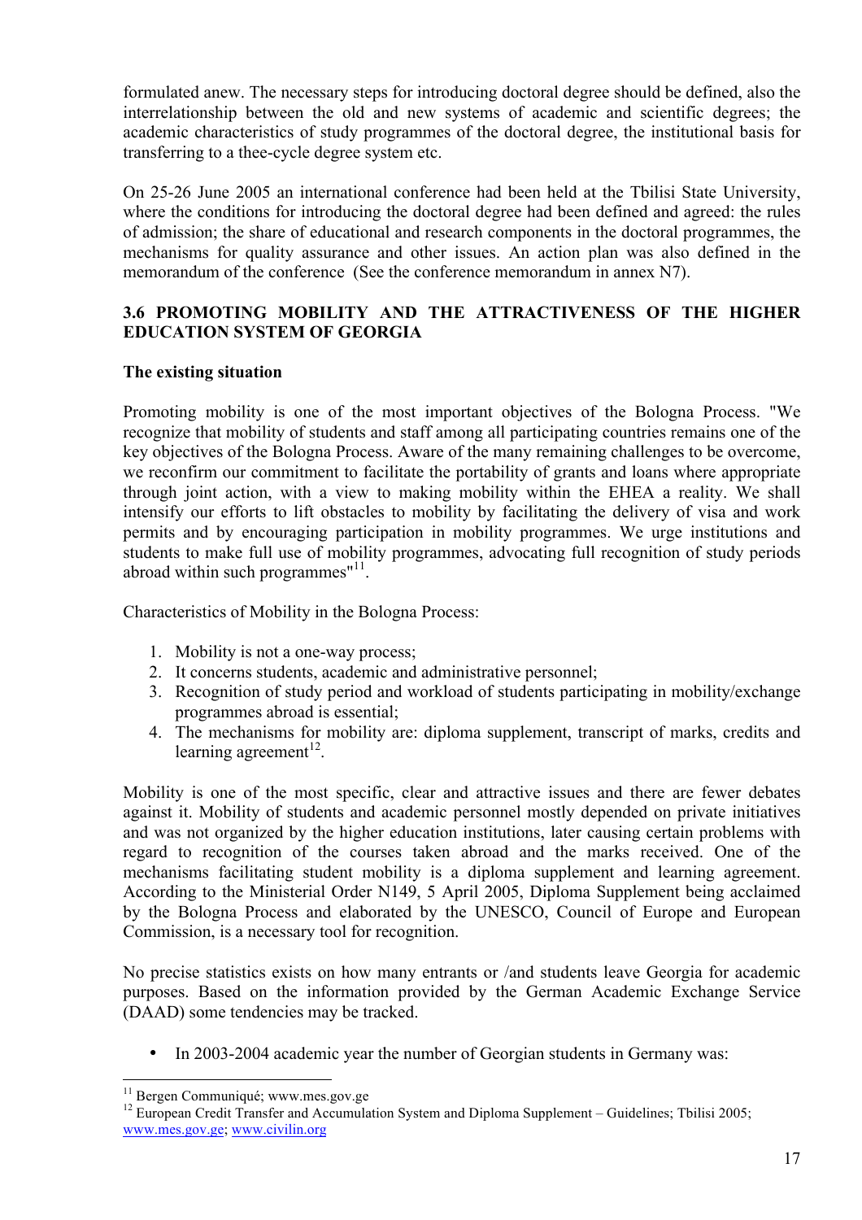formulated anew. The necessary steps for introducing doctoral degree should be defined, also the interrelationship between the old and new systems of academic and scientific degrees; the academic characteristics of study programmes of the doctoral degree, the institutional basis for transferring to a thee-cycle degree system etc.

On 25-26 June 2005 an international conference had been held at the Tbilisi State University, where the conditions for introducing the doctoral degree had been defined and agreed: the rules of admission; the share of educational and research components in the doctoral programmes, the mechanisms for quality assurance and other issues. An action plan was also defined in the memorandum of the conference (See the conference memorandum in annex N7).

### 3.6 PROMOTING MOBILITY AND THE ATTRACTIVENESS OF THE HIGHER EDUCATION SYSTEM OF GEORGIA

**The existing situation**

Promoting mobility is one of the most important objectives of the Bologna Process. "We recognize that mobility of students and staff among all participating countries remains one of the key objectives of the Bologna Process. Aware of the many remaining challenges to be overcome, we reconfirm our commitment to facilitate the portability of grants and loans where appropriate through joint action, with a view to making mobility within the EHEA a reality. We shall intensify our efforts to lift obstacles to mobility by facilitating the delivery of visa and work permits and by encouraging participation in mobility programmes. We urge institutions and students to make full use of mobility programmes, advocating full recognition of study periods abroad within such programmes"[11].

Characteristics of Mobility in the Bologna Process:

1. Mobility is not a one-way process;
2. It concerns students, academic and administrative personnel;
3. Recognition of study period and workload of students participating in mobility/exchange programmes abroad is essential;
4. The mechanisms for mobility are: diploma supplement, transcript of marks, credits and learning agreement[12].

Mobility is one of the most specific, clear and attractive issues and there are fewer debates against it. Mobility of students and academic personnel mostly depended on private initiatives and was not organized by the higher education institutions, later causing certain problems with regard to recognition of the courses taken abroad and the marks received. One of the mechanisms facilitating student mobility is a diploma supplement and learning agreement. According to the Ministerial Order N149, 5 April 2005, Diploma Supplement being acclaimed by the Bologna Process and elaborated by the UNESCO, Council of Europe and European Commission, is a necessary tool for recognition.

No precise statistics exists on how many entrants or /and students leave Georgia for academic purposes. Based on the information provided by the German Academic Exchange Service (DAAD) some tendencies may be tracked.

- In 2003-2004 academic year the number of Georgian students in Germany was:

---

[11] Bergen Communiqué; www.mes.gov.ge

[12] European Credit Transfer and Accumulation System and Diploma Supplement – Guidelines; Tbilisi 2005; www.mes.gov.ge; www.civilin.org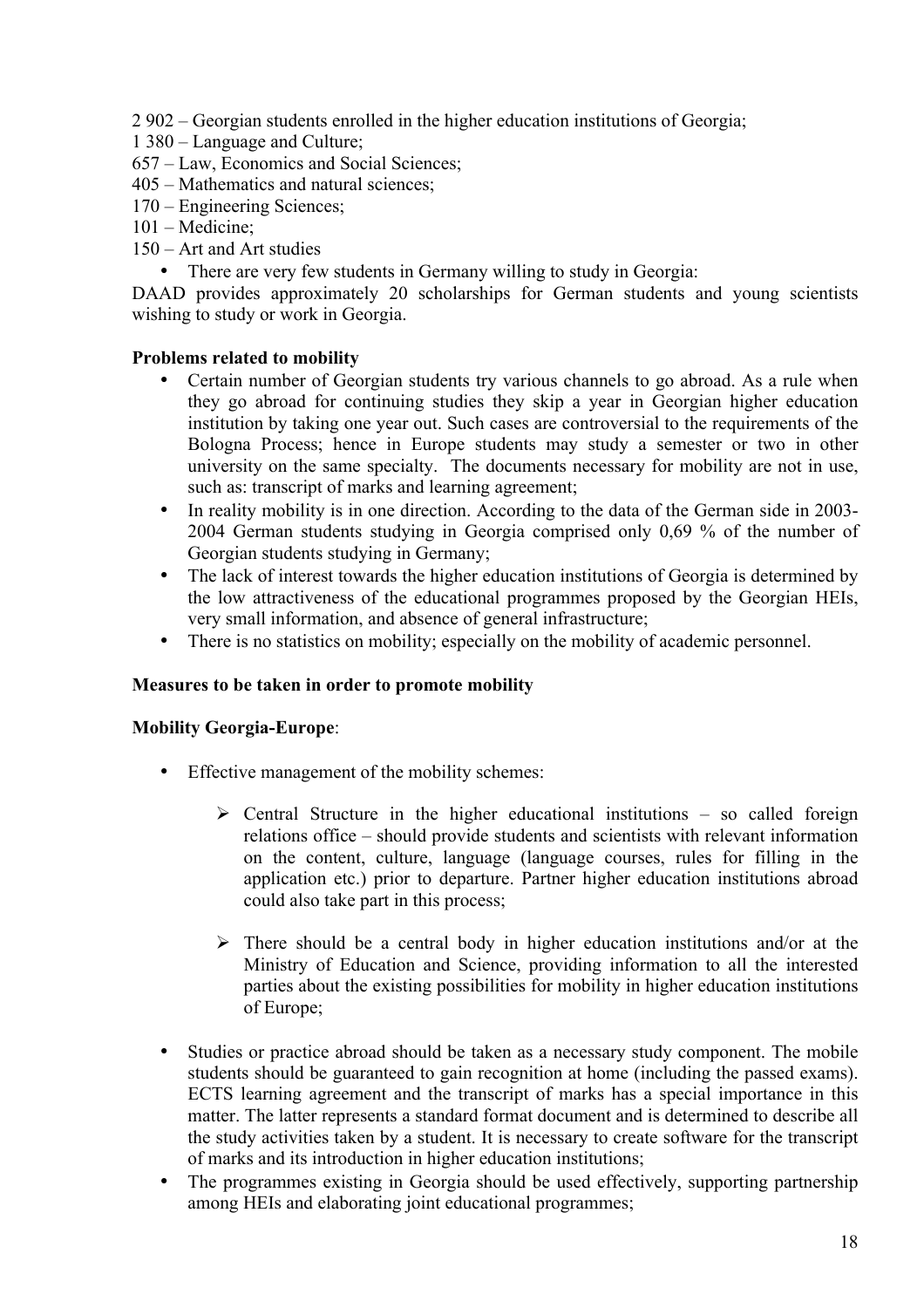2 902 – Georgian students enrolled in the higher education institutions of Georgia;
1 380 – Language and Culture;
657 – Law, Economics and Social Sciences;
405 – Mathematics and natural sciences;
170 – Engineering Sciences;
101 – Medicine;
150 – Art and Art studies

- There are very few students in Germany willing to study in Georgia:

DAAD provides approximately 20 scholarships for German students and young scientists wishing to study or work in Georgia.

**Problems related to mobility**

- Certain number of Georgian students try various channels to go abroad. As a rule when they go abroad for continuing studies they skip a year in Georgian higher education institution by taking one year out. Such cases are controversial to the requirements of the Bologna Process; hence in Europe students may study a semester or two in other university on the same specialty. The documents necessary for mobility are not in use, such as: transcript of marks and learning agreement;
- In reality mobility is in one direction. According to the data of the German side in 2003-2004 German students studying in Georgia comprised only 0,69 % of the number of Georgian students studying in Germany;
- The lack of interest towards the higher education institutions of Georgia is determined by the low attractiveness of the educational programmes proposed by the Georgian HEIs, very small information, and absence of general infrastructure;
- There is no statistics on mobility; especially on the mobility of academic personnel.

**Measures to be taken in order to promote mobility**

**Mobility Georgia-Europe**:

- Effective management of the mobility schemes:
  - Central Structure in the higher educational institutions – so called foreign relations office – should provide students and scientists with relevant information on the content, culture, language (language courses, rules for filling in the application etc.) prior to departure. Partner higher education institutions abroad could also take part in this process;
  - There should be a central body in higher education institutions and/or at the Ministry of Education and Science, providing information to all the interested parties about the existing possibilities for mobility in higher education institutions of Europe;
- Studies or practice abroad should be taken as a necessary study component. The mobile students should be guaranteed to gain recognition at home (including the passed exams). ECTS learning agreement and the transcript of marks has a special importance in this matter. The latter represents a standard format document and is determined to describe all the study activities taken by a student. It is necessary to create software for the transcript of marks and its introduction in higher education institutions;
- The programmes existing in Georgia should be used effectively, supporting partnership among HEIs and elaborating joint educational programmes;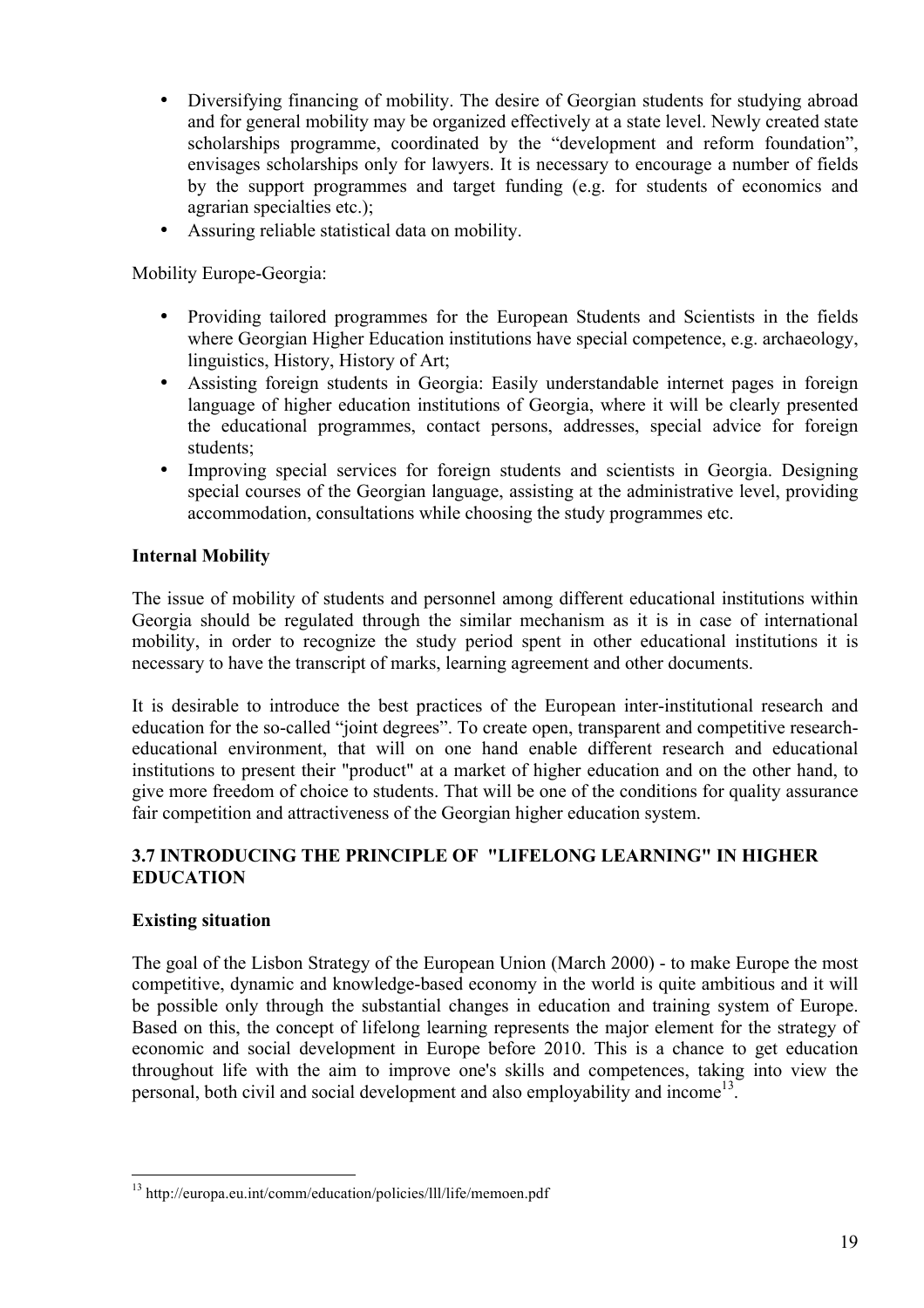- Diversifying financing of mobility. The desire of Georgian students for studying abroad and for general mobility may be organized effectively at a state level. Newly created state scholarships programme, coordinated by the "development and reform foundation", envisages scholarships only for lawyers. It is necessary to encourage a number of fields by the support programmes and target funding (e.g. for students of economics and agrarian specialties etc.);
- Assuring reliable statistical data on mobility.

Mobility Europe-Georgia:

- Providing tailored programmes for the European Students and Scientists in the fields where Georgian Higher Education institutions have special competence, e.g. archaeology, linguistics, History, History of Art;
- Assisting foreign students in Georgia: Easily understandable internet pages in foreign language of higher education institutions of Georgia, where it will be clearly presented the educational programmes, contact persons, addresses, special advice for foreign students;
- Improving special services for foreign students and scientists in Georgia. Designing special courses of the Georgian language, assisting at the administrative level, providing accommodation, consultations while choosing the study programmes etc.

**Internal Mobility**

The issue of mobility of students and personnel among different educational institutions within Georgia should be regulated through the similar mechanism as it is in case of international mobility, in order to recognize the study period spent in other educational institutions it is necessary to have the transcript of marks, learning agreement and other documents.

It is desirable to introduce the best practices of the European inter-institutional research and education for the so-called "joint degrees". To create open, transparent and competitive research-educational environment, that will on one hand enable different research and educational institutions to present their "product" at a market of higher education and on the other hand, to give more freedom of choice to students. That will be one of the conditions for quality assurance fair competition and attractiveness of the Georgian higher education system.

### 3.7 INTRODUCING THE PRINCIPLE OF "LIFELONG LEARNING" IN HIGHER EDUCATION

**Existing situation**

The goal of the Lisbon Strategy of the European Union (March 2000) - to make Europe the most competitive, dynamic and knowledge-based economy in the world is quite ambitious and it will be possible only through the substantial changes in education and training system of Europe. Based on this, the concept of lifelong learning represents the major element for the strategy of economic and social development in Europe before 2010. This is a chance to get education throughout life with the aim to improve one's skills and competences, taking into view the personal, both civil and social development and also employability and income[13].

---

[13] http://europa.eu.int/comm/education/policies/lll/life/memoen.pdf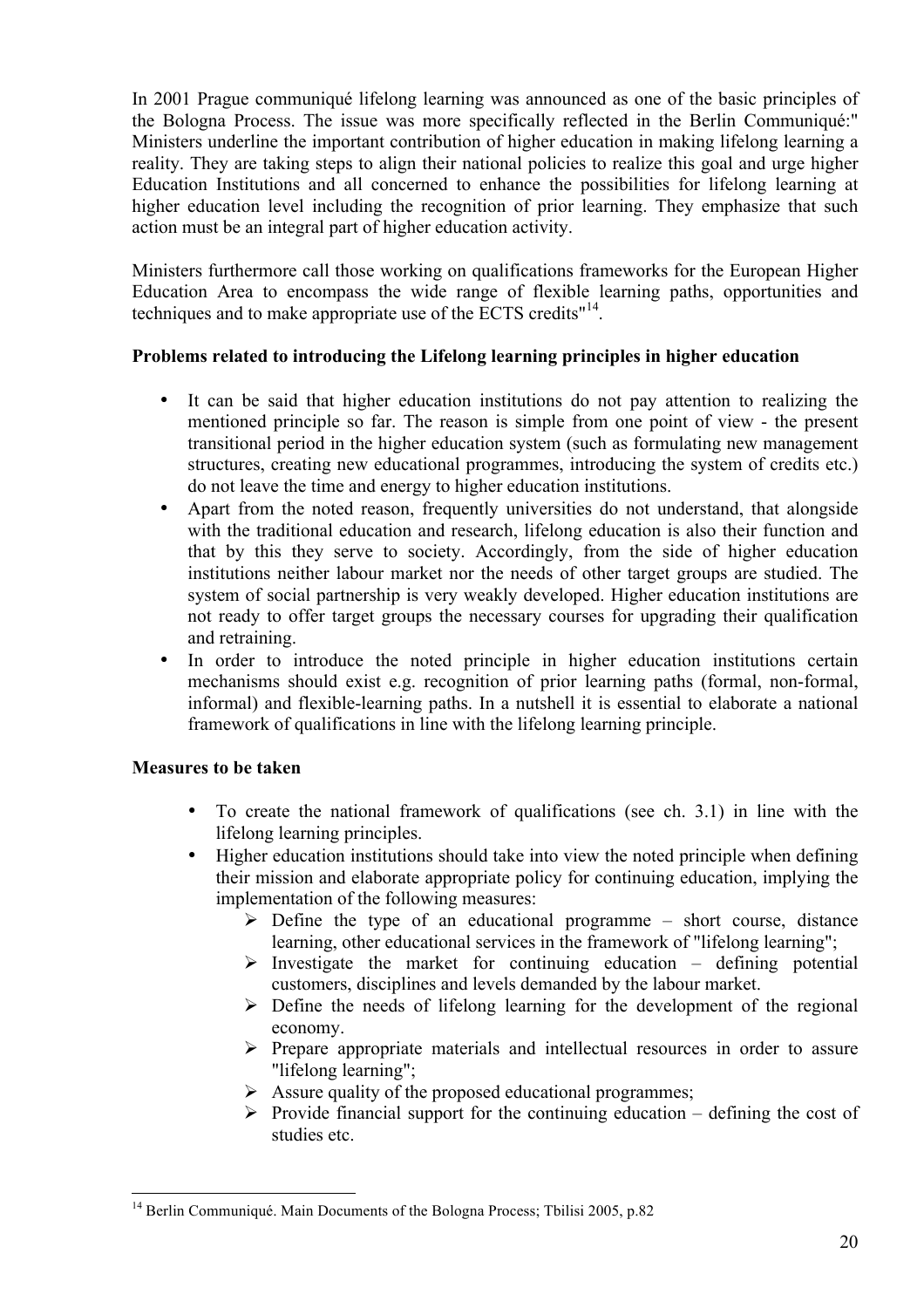In 2001 Prague communiqué lifelong learning was announced as one of the basic principles of the Bologna Process. The issue was more specifically reflected in the Berlin Communiqué:" Ministers underline the important contribution of higher education in making lifelong learning a reality. They are taking steps to align their national policies to realize this goal and urge higher Education Institutions and all concerned to enhance the possibilities for lifelong learning at higher education level including the recognition of prior learning. They emphasize that such action must be an integral part of higher education activity.

Ministers furthermore call those working on qualifications frameworks for the European Higher Education Area to encompass the wide range of flexible learning paths, opportunities and techniques and to make appropriate use of the ECTS credits"[14].

**Problems related to introducing the Lifelong learning principles in higher education**

- It can be said that higher education institutions do not pay attention to realizing the mentioned principle so far. The reason is simple from one point of view - the present transitional period in the higher education system (such as formulating new management structures, creating new educational programmes, introducing the system of credits etc.) do not leave the time and energy to higher education institutions.
- Apart from the noted reason, frequently universities do not understand, that alongside with the traditional education and research, lifelong education is also their function and that by this they serve to society. Accordingly, from the side of higher education institutions neither labour market nor the needs of other target groups are studied. The system of social partnership is very weakly developed. Higher education institutions are not ready to offer target groups the necessary courses for upgrading their qualification and retraining.
- In order to introduce the noted principle in higher education institutions certain mechanisms should exist e.g. recognition of prior learning paths (formal, non-formal, informal) and flexible-learning paths. In a nutshell it is essential to elaborate a national framework of qualifications in line with the lifelong learning principle.

**Measures to be taken**

- To create the national framework of qualifications (see ch. 3.1) in line with the lifelong learning principles.
- Higher education institutions should take into view the noted principle when defining their mission and elaborate appropriate policy for continuing education, implying the implementation of the following measures:
  - Define the type of an educational programme – short course, distance learning, other educational services in the framework of "lifelong learning";
  - Investigate the market for continuing education – defining potential customers, disciplines and levels demanded by the labour market.
  - Define the needs of lifelong learning for the development of the regional economy.
  - Prepare appropriate materials and intellectual resources in order to assure "lifelong learning";
  - Assure quality of the proposed educational programmes;
  - Provide financial support for the continuing education – defining the cost of studies etc.

[14] Berlin Communiqué. Main Documents of the Bologna Process; Tbilisi 2005, p.82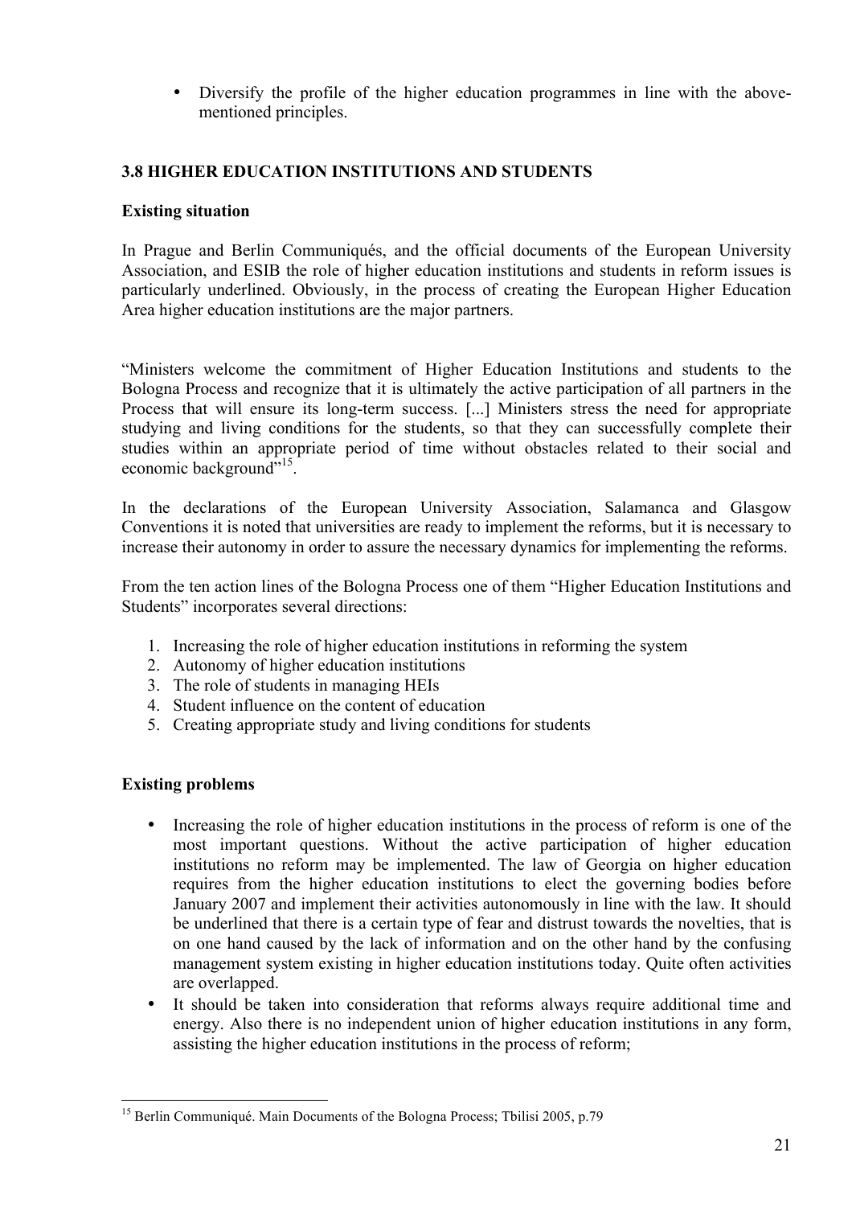- Diversify the profile of the higher education programmes in line with the above-mentioned principles.

### 3.8 HIGHER EDUCATION INSTITUTIONS AND STUDENTS

**Existing situation**

In Prague and Berlin Communiqués, and the official documents of the European University Association, and ESIB the role of higher education institutions and students in reform issues is particularly underlined. Obviously, in the process of creating the European Higher Education Area higher education institutions are the major partners.

"Ministers welcome the commitment of Higher Education Institutions and students to the Bologna Process and recognize that it is ultimately the active participation of all partners in the Process that will ensure its long-term success. [...] Ministers stress the need for appropriate studying and living conditions for the students, so that they can successfully complete their studies within an appropriate period of time without obstacles related to their social and economic background"[15].

In the declarations of the European University Association, Salamanca and Glasgow Conventions it is noted that universities are ready to implement the reforms, but it is necessary to increase their autonomy in order to assure the necessary dynamics for implementing the reforms.

From the ten action lines of the Bologna Process one of them "Higher Education Institutions and Students" incorporates several directions:

1. Increasing the role of higher education institutions in reforming the system
2. Autonomy of higher education institutions
3. The role of students in managing HEIs
4. Student influence on the content of education
5. Creating appropriate study and living conditions for students

**Existing problems**

- Increasing the role of higher education institutions in the process of reform is one of the most important questions. Without the active participation of higher education institutions no reform may be implemented. The law of Georgia on higher education requires from the higher education institutions to elect the governing bodies before January 2007 and implement their activities autonomously in line with the law. It should be underlined that there is a certain type of fear and distrust towards the novelties, that is on one hand caused by the lack of information and on the other hand by the confusing management system existing in higher education institutions today. Quite often activities are overlapped.
- It should be taken into consideration that reforms always require additional time and energy. Also there is no independent union of higher education institutions in any form, assisting the higher education institutions in the process of reform;

[15] Berlin Communiqué. Main Documents of the Bologna Process; Tbilisi 2005, p.79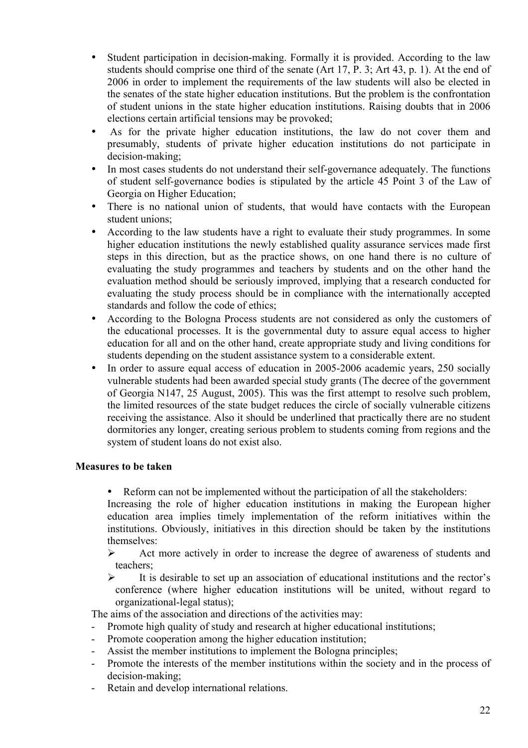- Student participation in decision-making. Formally it is provided. According to the law students should comprise one third of the senate (Art 17, P. 3; Art 43, p. 1). At the end of 2006 in order to implement the requirements of the law students will also be elected in the senates of the state higher education institutions. But the problem is the confrontation of student unions in the state higher education institutions. Raising doubts that in 2006 elections certain artificial tensions may be provoked;
- As for the private higher education institutions, the law do not cover them and presumably, students of private higher education institutions do not participate in decision-making;
- In most cases students do not understand their self-governance adequately. The functions of student self-governance bodies is stipulated by the article 45 Point 3 of the Law of Georgia on Higher Education;
- There is no national union of students, that would have contacts with the European student unions;
- According to the law students have a right to evaluate their study programmes. In some higher education institutions the newly established quality assurance services made first steps in this direction, but as the practice shows, on one hand there is no culture of evaluating the study programmes and teachers by students and on the other hand the evaluation method should be seriously improved, implying that a research conducted for evaluating the study process should be in compliance with the internationally accepted standards and follow the code of ethics;
- According to the Bologna Process students are not considered as only the customers of the educational processes. It is the governmental duty to assure equal access to higher education for all and on the other hand, create appropriate study and living conditions for students depending on the student assistance system to a considerable extent.
- In order to assure equal access of education in 2005-2006 academic years, 250 socially vulnerable students had been awarded special study grants (The decree of the government of Georgia N147, 25 August, 2005). This was the first attempt to resolve such problem, the limited resources of the state budget reduces the circle of socially vulnerable citizens receiving the assistance. Also it should be underlined that practically there are no student dormitories any longer, creating serious problem to students coming from regions and the system of student loans do not exist also.

**Measures to be taken**

- Reform can not be implemented without the participation of all the stakeholders:

  Increasing the role of higher education institutions in making the European higher education area implies timely implementation of the reform initiatives within the institutions. Obviously, initiatives in this direction should be taken by the institutions themselves:

  - Act more actively in order to increase the degree of awareness of students and teachers;
  - It is desirable to set up an association of educational institutions and the rector's conference (where higher education institutions will be united, without regard to organizational-legal status);

The aims of the association and directions of the activities may:

- Promote high quality of study and research at higher educational institutions;
- Promote cooperation among the higher education institution;
- Assist the member institutions to implement the Bologna principles;
- Promote the interests of the member institutions within the society and in the process of decision-making;
- Retain and develop international relations.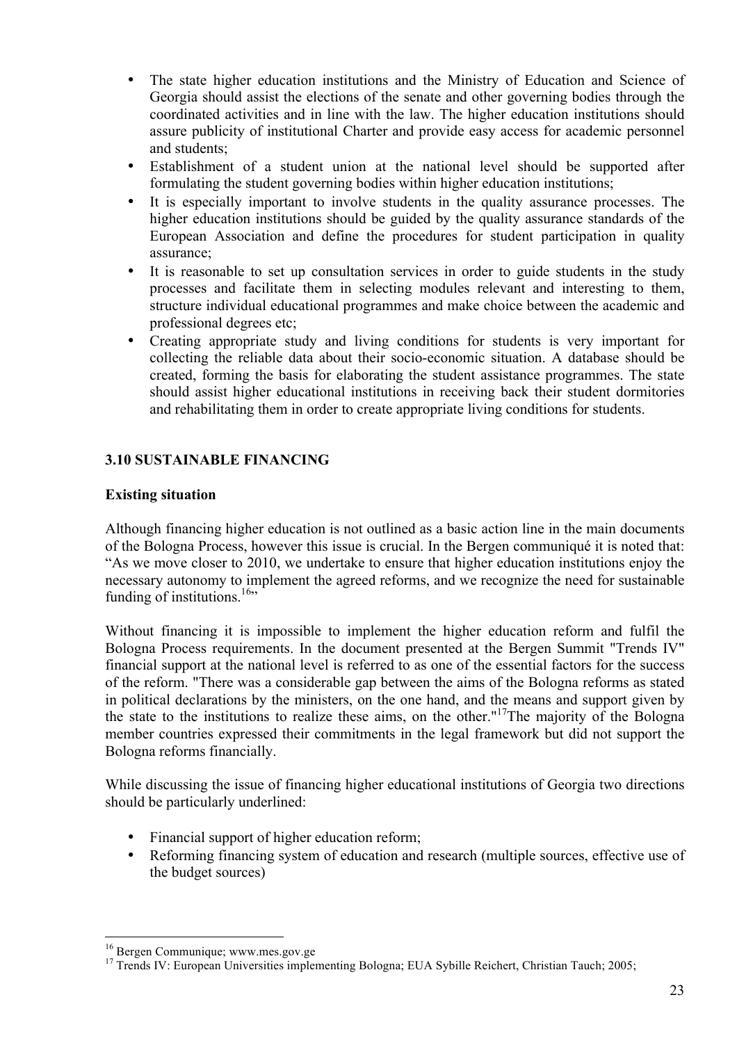- The state higher education institutions and the Ministry of Education and Science of Georgia should assist the elections of the senate and other governing bodies through the coordinated activities and in line with the law. The higher education institutions should assure publicity of institutional Charter and provide easy access for academic personnel and students;
- Establishment of a student union at the national level should be supported after formulating the student governing bodies within higher education institutions;
- It is especially important to involve students in the quality assurance processes. The higher education institutions should be guided by the quality assurance standards of the European Association and define the procedures for student participation in quality assurance;
- It is reasonable to set up consultation services in order to guide students in the study processes and facilitate them in selecting modules relevant and interesting to them, structure individual educational programmes and make choice between the academic and professional degrees etc;
- Creating appropriate study and living conditions for students is very important for collecting the reliable data about their socio-economic situation. A database should be created, forming the basis for elaborating the student assistance programmes. The state should assist higher educational institutions in receiving back their student dormitories and rehabilitating them in order to create appropriate living conditions for students.

### 3.10 SUSTAINABLE FINANCING

**Existing situation**

Although financing higher education is not outlined as a basic action line in the main documents of the Bologna Process, however this issue is crucial. In the Bergen communiqué it is noted that: "As we move closer to 2010, we undertake to ensure that higher education institutions enjoy the necessary autonomy to implement the agreed reforms, and we recognize the need for sustainable funding of institutions.[16]"

Without financing it is impossible to implement the higher education reform and fulfil the Bologna Process requirements. In the document presented at the Bergen Summit "Trends IV" financial support at the national level is referred to as one of the essential factors for the success of the reform. "There was a considerable gap between the aims of the Bologna reforms as stated in political declarations by the ministers, on the one hand, and the means and support given by the state to the institutions to realize these aims, on the other."[17]The majority of the Bologna member countries expressed their commitments in the legal framework but did not support the Bologna reforms financially.

While discussing the issue of financing higher educational institutions of Georgia two directions should be particularly underlined:

- Financial support of higher education reform;
- Reforming financing system of education and research (multiple sources, effective use of the budget sources)

---

[16] Bergen Communique; www.mes.gov.ge

[17] Trends IV: European Universities implementing Bologna; EUA Sybille Reichert, Christian Tauch; 2005;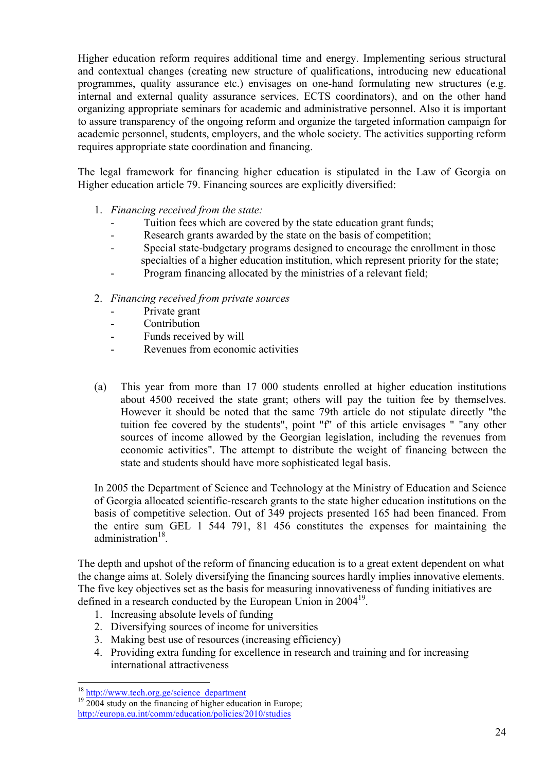Higher education reform requires additional time and energy. Implementing serious structural and contextual changes (creating new structure of qualifications, introducing new educational programmes, quality assurance etc.) envisages on one-hand formulating new structures (e.g. internal and external quality assurance services, ECTS coordinators), and on the other hand organizing appropriate seminars for academic and administrative personnel. Also it is important to assure transparency of the ongoing reform and organize the targeted information campaign for academic personnel, students, employers, and the whole society. The activities supporting reform requires appropriate state coordination and financing.

The legal framework for financing higher education is stipulated in the Law of Georgia on Higher education article 79. Financing sources are explicitly diversified:

1. *Financing received from the state:*
   - Tuition fees which are covered by the state education grant funds;
   - Research grants awarded by the state on the basis of competition;
   - Special state-budgetary programs designed to encourage the enrollment in those specialties of a higher education institution, which represent priority for the state;
   - Program financing allocated by the ministries of a relevant field;

2. *Financing received from private sources*
   - Private grant
   - Contribution
   - Funds received by will
   - Revenues from economic activities

(a) This year from more than 17 000 students enrolled at higher education institutions about 4500 received the state grant; others will pay the tuition fee by themselves. However it should be noted that the same 79th article do not stipulate directly "the tuition fee covered by the students", point "f" of this article envisages " "any other sources of income allowed by the Georgian legislation, including the revenues from economic activities". The attempt to distribute the weight of financing between the state and students should have more sophisticated legal basis.

In 2005 the Department of Science and Technology at the Ministry of Education and Science of Georgia allocated scientific-research grants to the state higher education institutions on the basis of competitive selection. Out of 349 projects presented 165 had been financed. From the entire sum GEL 1 544 791, 81 456 constitutes the expenses for maintaining the administration[18].

The depth and upshot of the reform of financing education is to a great extent dependent on what the change aims at. Solely diversifying the financing sources hardly implies innovative elements. The five key objectives set as the basis for measuring innovativeness of funding initiatives are defined in a research conducted by the European Union in 2004[19].

1. Increasing absolute levels of funding
2. Diversifying sources of income for universities
3. Making best use of resources (increasing efficiency)
4. Providing extra funding for excellence in research and training and for increasing international attractiveness

---

[18] http://www.tech.org.ge/science_department

[19] 2004 study on the financing of higher education in Europe; http://europa.eu.int/comm/education/policies/2010/studies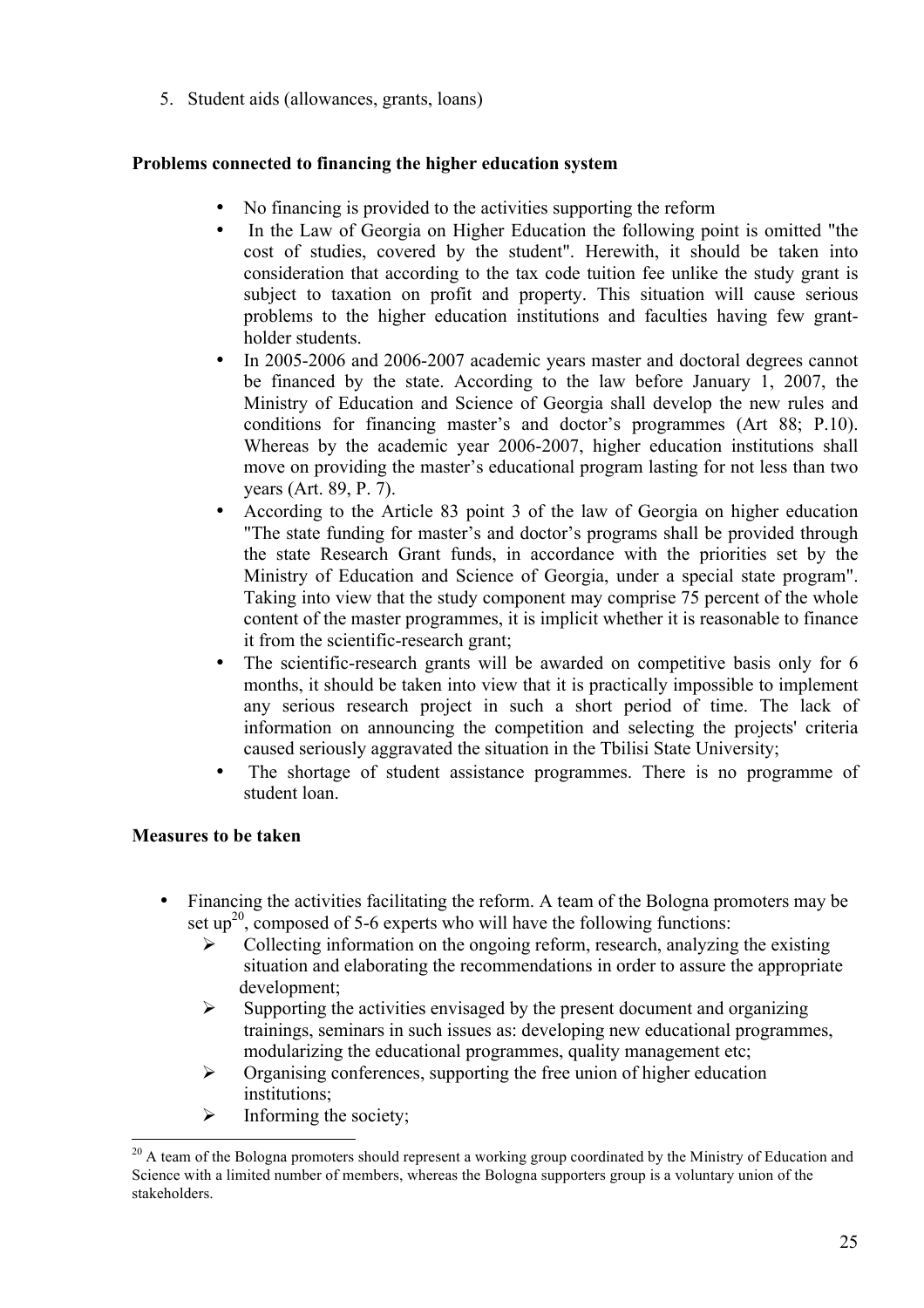5. Student aids (allowances, grants, loans)

**Problems connected to financing the higher education system**

- No financing is provided to the activities supporting the reform
- In the Law of Georgia on Higher Education the following point is omitted "the cost of studies, covered by the student". Herewith, it should be taken into consideration that according to the tax code tuition fee unlike the study grant is subject to taxation on profit and property. This situation will cause serious problems to the higher education institutions and faculties having few grant-holder students.
- In 2005-2006 and 2006-2007 academic years master and doctoral degrees cannot be financed by the state. According to the law before January 1, 2007, the Ministry of Education and Science of Georgia shall develop the new rules and conditions for financing master's and doctor's programmes (Art 88; P.10). Whereas by the academic year 2006-2007, higher education institutions shall move on providing the master's educational program lasting for not less than two years (Art. 89, P. 7).
- According to the Article 83 point 3 of the law of Georgia on higher education "The state funding for master's and doctor's programs shall be provided through the state Research Grant funds, in accordance with the priorities set by the Ministry of Education and Science of Georgia, under a special state program". Taking into view that the study component may comprise 75 percent of the whole content of the master programmes, it is implicit whether it is reasonable to finance it from the scientific-research grant;
- The scientific-research grants will be awarded on competitive basis only for 6 months, it should be taken into view that it is practically impossible to implement any serious research project in such a short period of time. The lack of information on announcing the competition and selecting the projects' criteria caused seriously aggravated the situation in the Tbilisi State University;
- The shortage of student assistance programmes. There is no programme of student loan.

**Measures to be taken**

- Financing the activities facilitating the reform. A team of the Bologna promoters may be set up[20], composed of 5-6 experts who will have the following functions:
  - Collecting information on the ongoing reform, research, analyzing the existing situation and elaborating the recommendations in order to assure the appropriate development;
  - Supporting the activities envisaged by the present document and organizing trainings, seminars in such issues as: developing new educational programmes, modularizing the educational programmes, quality management etc;
  - Organising conferences, supporting the free union of higher education institutions;
  - Informing the society;

[20] A team of the Bologna promoters should represent a working group coordinated by the Ministry of Education and Science with a limited number of members, whereas the Bologna supporters group is a voluntary union of the stakeholders.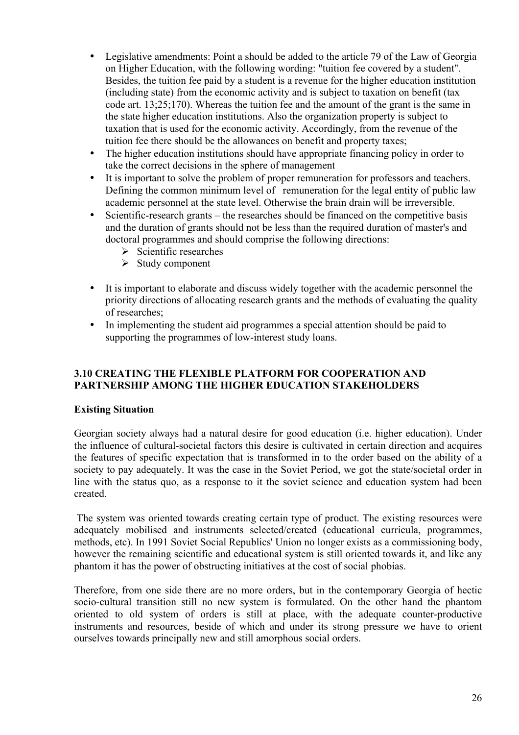- Legislative amendments: Point a should be added to the article 79 of the Law of Georgia on Higher Education, with the following wording: "tuition fee covered by a student". Besides, the tuition fee paid by a student is a revenue for the higher education institution (including state) from the economic activity and is subject to taxation on benefit (tax code art. 13;25;170). Whereas the tuition fee and the amount of the grant is the same in the state higher education institutions. Also the organization property is subject to taxation that is used for the economic activity. Accordingly, from the revenue of the tuition fee there should be the allowances on benefit and property taxes;
- The higher education institutions should have appropriate financing policy in order to take the correct decisions in the sphere of management
- It is important to solve the problem of proper remuneration for professors and teachers. Defining the common minimum level of remuneration for the legal entity of public law academic personnel at the state level. Otherwise the brain drain will be irreversible.
- Scientific-research grants – the researches should be financed on the competitive basis and the duration of grants should not be less than the required duration of master's and doctoral programmes and should comprise the following directions:
  - Scientific researches
  - Study component
- It is important to elaborate and discuss widely together with the academic personnel the priority directions of allocating research grants and the methods of evaluating the quality of researches;
- In implementing the student aid programmes a special attention should be paid to supporting the programmes of low-interest study loans.

### 3.10 CREATING THE FLEXIBLE PLATFORM FOR COOPERATION AND PARTNERSHIP AMONG THE HIGHER EDUCATION STAKEHOLDERS

**Existing Situation**

Georgian society always had a natural desire for good education (i.e. higher education). Under the influence of cultural-societal factors this desire is cultivated in certain direction and acquires the features of specific expectation that is transformed in to the order based on the ability of a society to pay adequately. It was the case in the Soviet Period, we got the state/societal order in line with the status quo, as a response to it the soviet science and education system had been created.

The system was oriented towards creating certain type of product. The existing resources were adequately mobilised and instruments selected/created (educational curricula, programmes, methods, etc). In 1991 Soviet Social Republics' Union no longer exists as a commissioning body, however the remaining scientific and educational system is still oriented towards it, and like any phantom it has the power of obstructing initiatives at the cost of social phobias.

Therefore, from one side there are no more orders, but in the contemporary Georgia of hectic socio-cultural transition still no new system is formulated. On the other hand the phantom oriented to old system of orders is still at place, with the adequate counter-productive instruments and resources, beside of which and under its strong pressure we have to orient ourselves towards principally new and still amorphous social orders.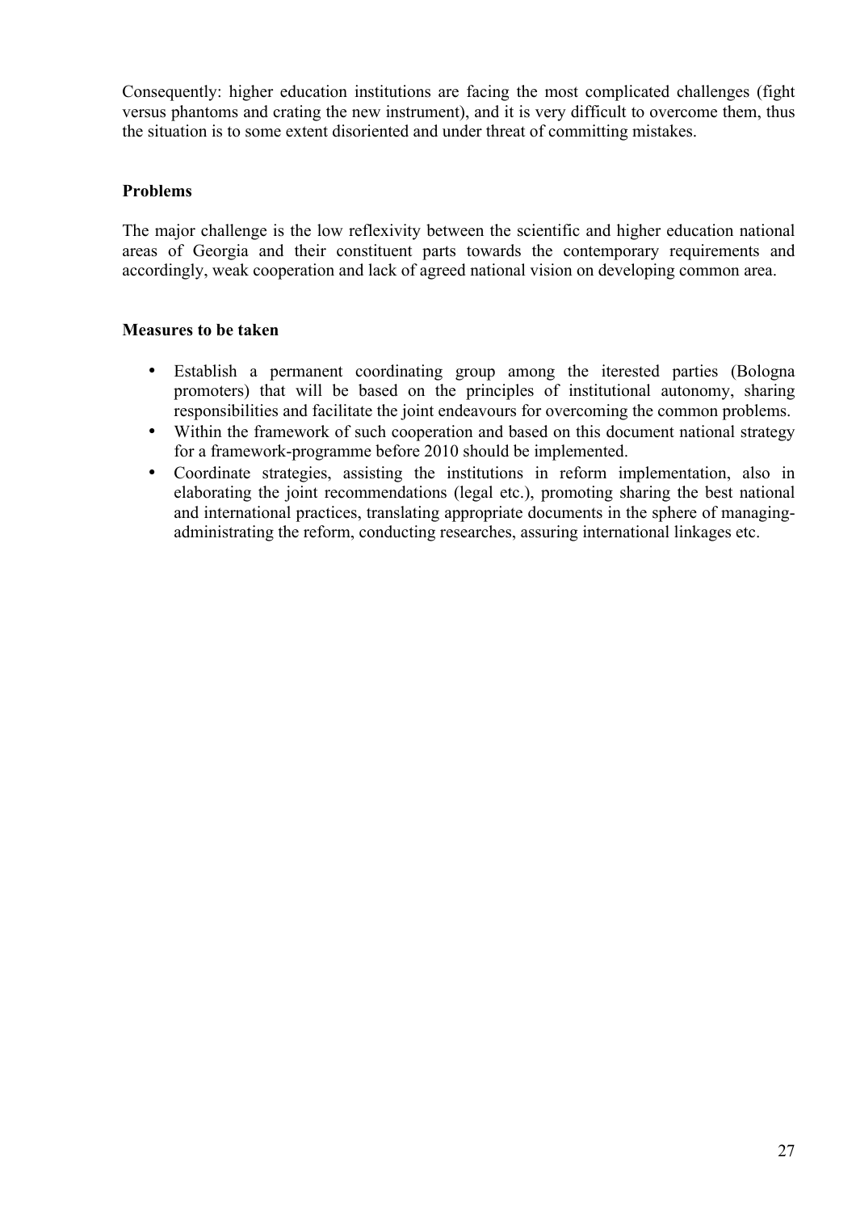Consequently: higher education institutions are facing the most complicated challenges (fight versus phantoms and crating the new instrument), and it is very difficult to overcome them, thus the situation is to some extent disoriented and under threat of committing mistakes.

**Problems**

The major challenge is the low reflexivity between the scientific and higher education national areas of Georgia and their constituent parts towards the contemporary requirements and accordingly, weak cooperation and lack of agreed national vision on developing common area.

**Measures to be taken**

- Establish a permanent coordinating group among the iterested parties (Bologna promoters) that will be based on the principles of institutional autonomy, sharing responsibilities and facilitate the joint endeavours for overcoming the common problems.
- Within the framework of such cooperation and based on this document national strategy for a framework-programme before 2010 should be implemented.
- Coordinate strategies, assisting the institutions in reform implementation, also in elaborating the joint recommendations (legal etc.), promoting sharing the best national and international practices, translating appropriate documents in the sphere of managing-administrating the reform, conducting researches, assuring international linkages etc.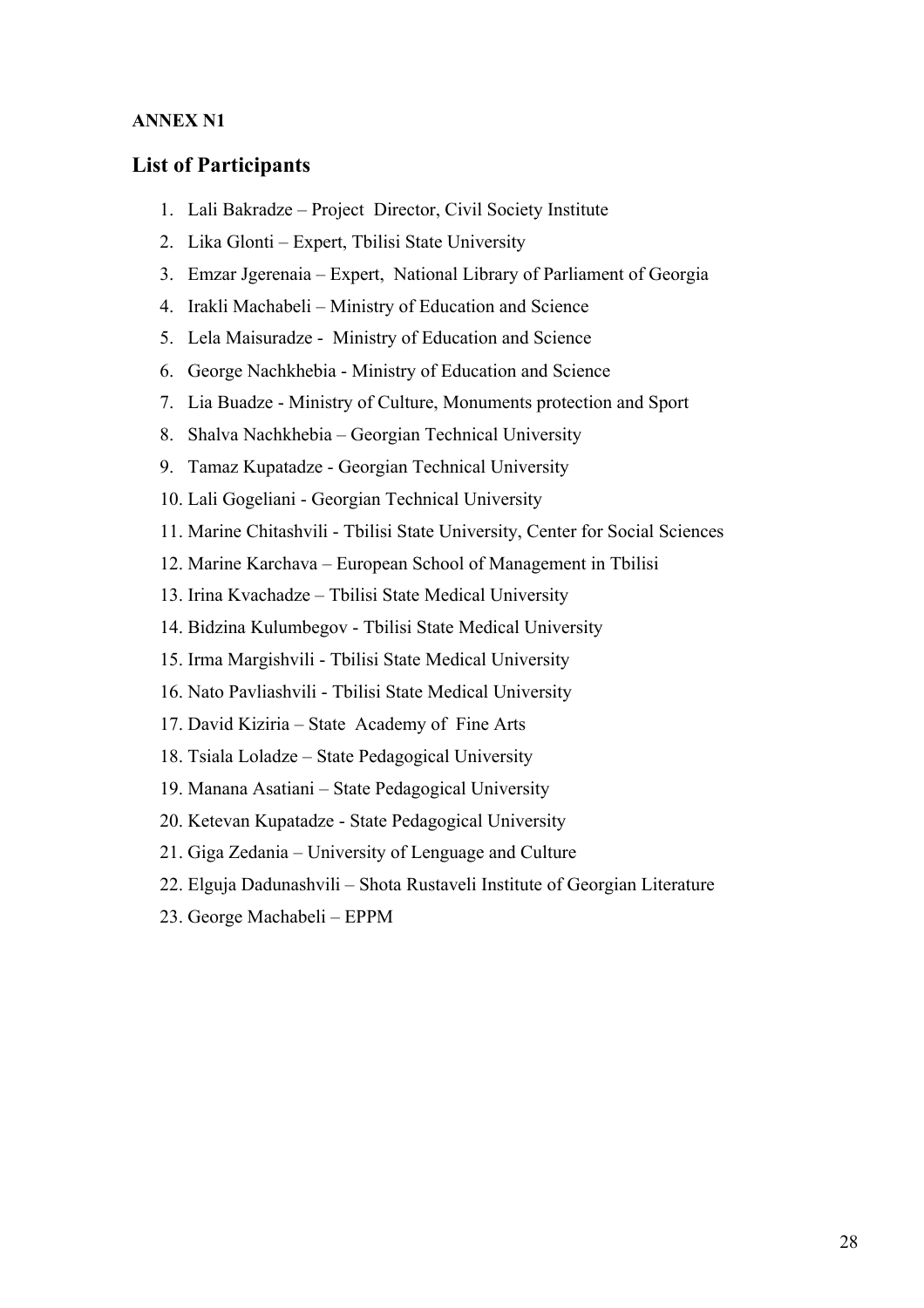**ANNEX N1**

## List of Participants

1. Lali Bakradze – Project Director, Civil Society Institute
2. Lika Glonti – Expert, Tbilisi State University
3. Emzar Jgerenaia – Expert, National Library of Parliament of Georgia
4. Irakli Machabeli – Ministry of Education and Science
5. Lela Maisuradze - Ministry of Education and Science
6. George Nachkhebia - Ministry of Education and Science
7. Lia Buadze - Ministry of Culture, Monuments protection and Sport
8. Shalva Nachkhebia – Georgian Technical University
9. Tamaz Kupatadze - Georgian Technical University
10. Lali Gogeliani - Georgian Technical University
11. Marine Chitashvili - Tbilisi State University, Center for Social Sciences
12. Marine Karchava – European School of Management in Tbilisi
13. Irina Kvachadze – Tbilisi State Medical University
14. Bidzina Kulumbegov - Tbilisi State Medical University
15. Irma Margishvili - Tbilisi State Medical University
16. Nato Pavliashvili - Tbilisi State Medical University
17. David Kiziria – State Academy of Fine Arts
18. Tsiala Loladze – State Pedagogical University
19. Manana Asatiani – State Pedagogical University
20. Ketevan Kupatadze - State Pedagogical University
21. Giga Zedania – University of Lenguage and Culture
22. Elguja Dadunashvili – Shota Rustaveli Institute of Georgian Literature
23. George Machabeli – EPPM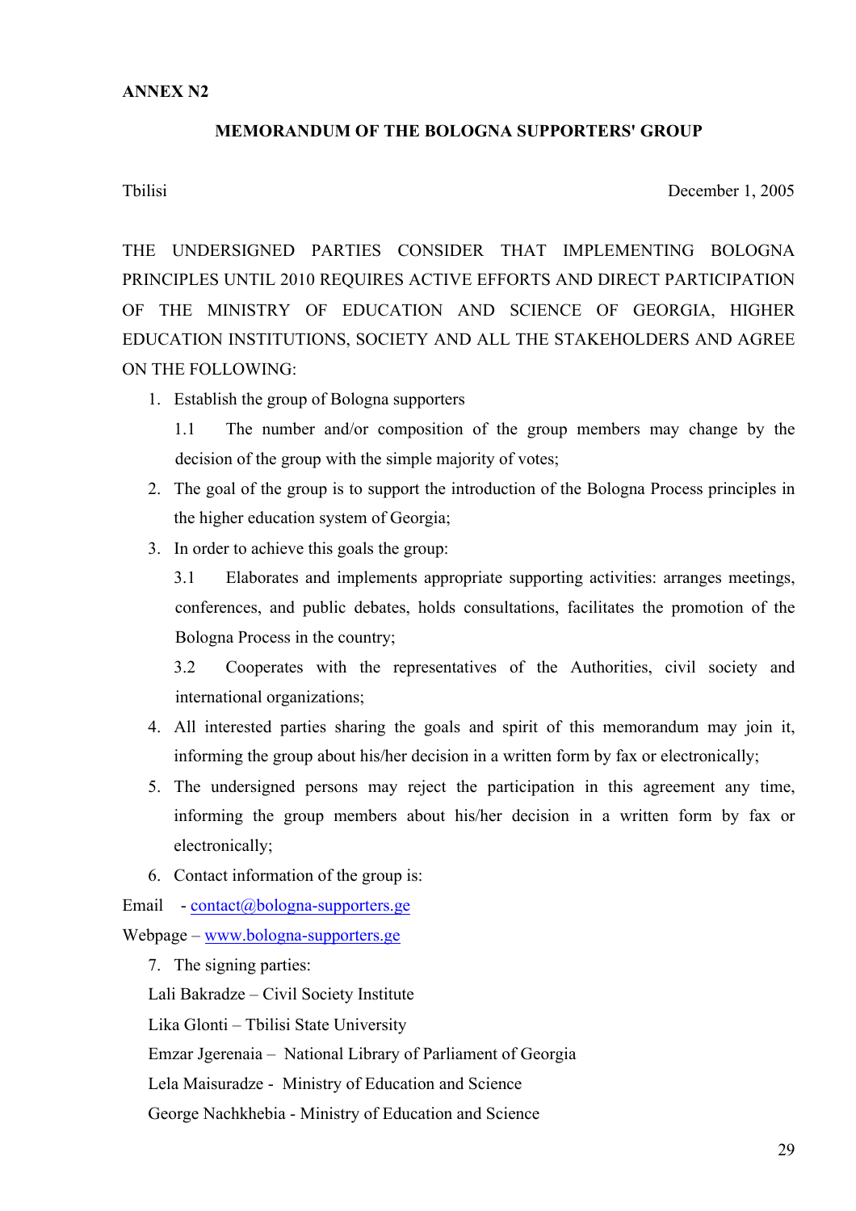**ANNEX N2**

## MEMORANDUM OF THE BOLOGNA SUPPORTERS' GROUP

Tbilisi December 1, 2005

THE UNDERSIGNED PARTIES CONSIDER THAT IMPLEMENTING BOLOGNA PRINCIPLES UNTIL 2010 REQUIRES ACTIVE EFFORTS AND DIRECT PARTICIPATION OF THE MINISTRY OF EDUCATION AND SCIENCE OF GEORGIA, HIGHER EDUCATION INSTITUTIONS, SOCIETY AND ALL THE STAKEHOLDERS AND AGREE ON THE FOLLOWING:

1. Establish the group of Bologna supporters

   1.1 The number and/or composition of the group members may change by the decision of the group with the simple majority of votes;

2. The goal of the group is to support the introduction of the Bologna Process principles in the higher education system of Georgia;
3. In order to achieve this goals the group:

   3.1 Elaborates and implements appropriate supporting activities: arranges meetings, conferences, and public debates, holds consultations, facilitates the promotion of the Bologna Process in the country;

   3.2 Cooperates with the representatives of the Authorities, civil society and international organizations;

4. All interested parties sharing the goals and spirit of this memorandum may join it, informing the group about his/her decision in a written form by fax or electronically;
5. The undersigned persons may reject the participation in this agreement any time, informing the group members about his/her decision in a written form by fax or electronically;
6. Contact information of the group is:

Email - contact@bologna-supporters.ge

Webpage – www.bologna-supporters.ge

7. The signing parties:

Lali Bakradze – Civil Society Institute

Lika Glonti – Tbilisi State University

Emzar Jgerenaia – National Library of Parliament of Georgia

Lela Maisuradze - Ministry of Education and Science

George Nachkhebia - Ministry of Education and Science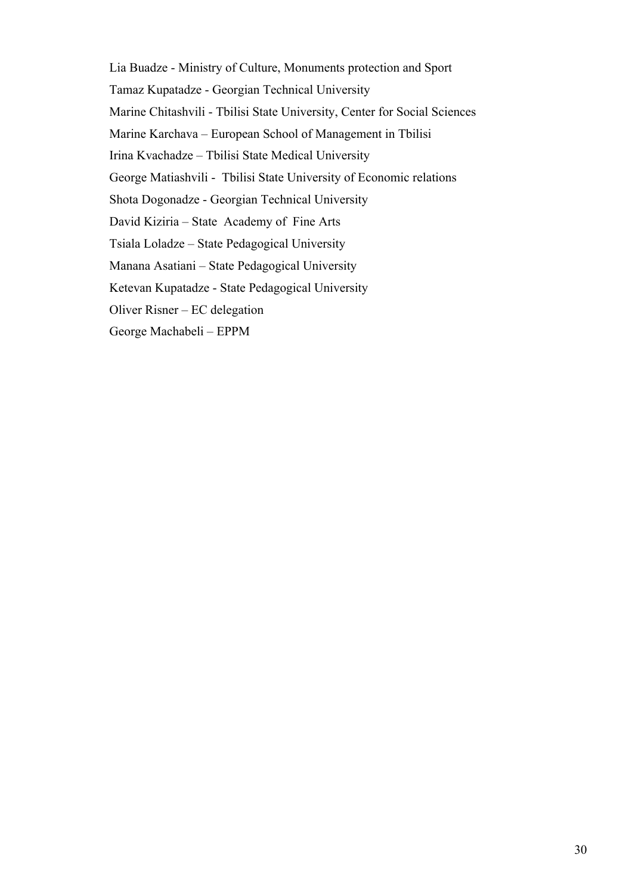Lia Buadze - Ministry of Culture, Monuments protection and Sport

Tamaz Kupatadze - Georgian Technical University

Marine Chitashvili - Tbilisi State University, Center for Social Sciences

Marine Karchava – European School of Management in Tbilisi

Irina Kvachadze – Tbilisi State Medical University

George Matiashvili - Tbilisi State University of Economic relations

Shota Dogonadze - Georgian Technical University

David Kiziria – State Academy of Fine Arts

Tsiala Loladze – State Pedagogical University

Manana Asatiani – State Pedagogical University

Ketevan Kupatadze - State Pedagogical University

Oliver Risner – EC delegation

George Machabeli – EPPM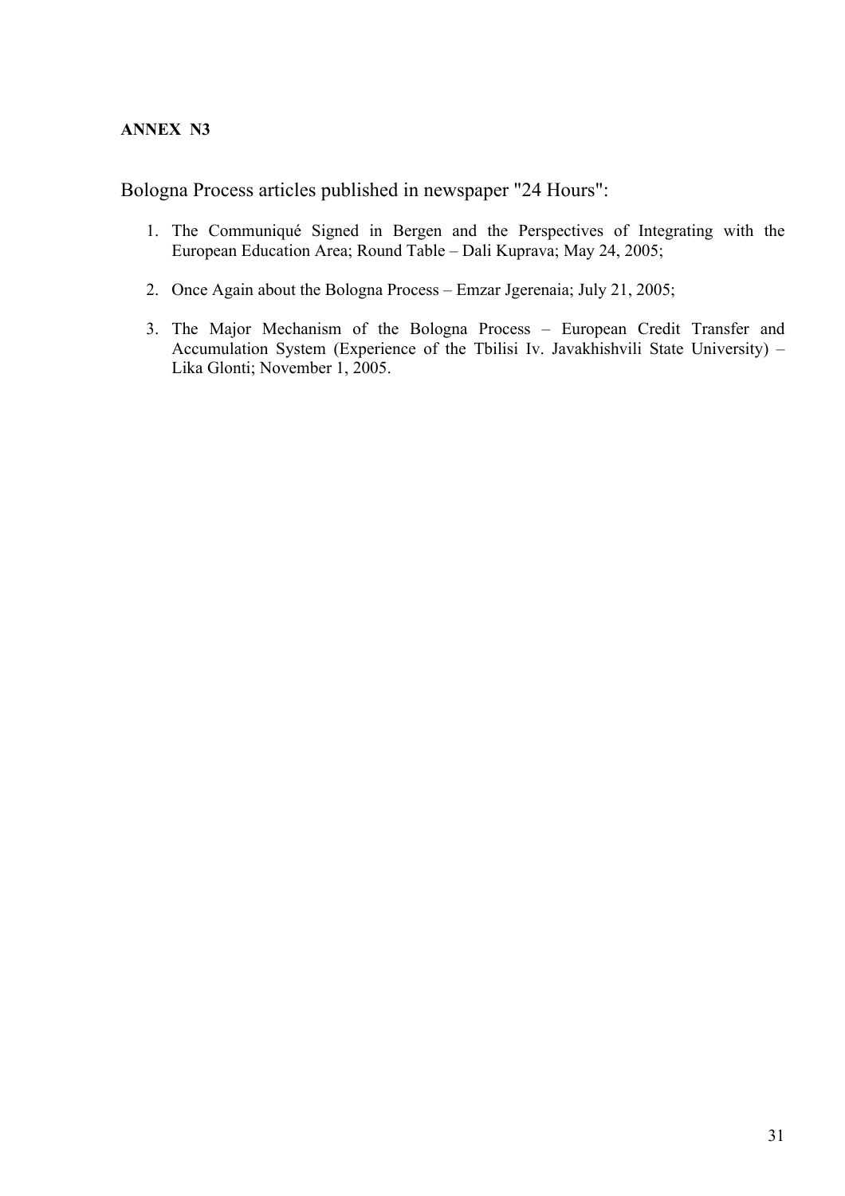**ANNEX N3**

Bologna Process articles published in newspaper "24 Hours":

1. The Communiqué Signed in Bergen and the Perspectives of Integrating with the European Education Area; Round Table – Dali Kuprava; May 24, 2005;

2. Once Again about the Bologna Process – Emzar Jgerenaia; July 21, 2005;

3. The Major Mechanism of the Bologna Process – European Credit Transfer and Accumulation System (Experience of the Tbilisi Iv. Javakhishvili State University) – Lika Glonti; November 1, 2005.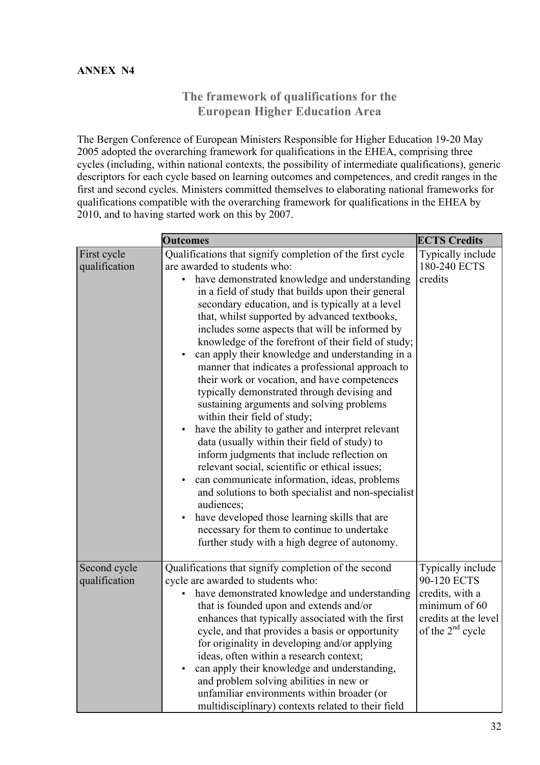**ANNEX N4**

## The framework of qualifications for the European Higher Education Area

The Bergen Conference of European Ministers Responsible for Higher Education 19-20 May 2005 adopted the overarching framework for qualifications in the EHEA, comprising three cycles (including, within national contexts, the possibility of intermediate qualifications), generic descriptors for each cycle based on learning outcomes and competences, and credit ranges in the first and second cycles. Ministers committed themselves to elaborating national frameworks for qualifications compatible with the overarching framework for qualifications in the EHEA by 2010, and to having started work on this by 2007.

| | **Outcomes** | **ECTS Credits** |
|---|---|---|
| First cycle qualification | Qualifications that signify completion of the first cycle are awarded to students who:<br>• have demonstrated knowledge and understanding in a field of study that builds upon their general secondary education, and is typically at a level that, whilst supported by advanced textbooks, includes some aspects that will be informed by knowledge of the forefront of their field of study;<br>• can apply their knowledge and understanding in a manner that indicates a professional approach to their work or vocation, and have competences typically demonstrated through devising and sustaining arguments and solving problems within their field of study;<br>• have the ability to gather and interpret relevant data (usually within their field of study) to inform judgments that include reflection on relevant social, scientific or ethical issues;<br>• can communicate information, ideas, problems and solutions to both specialist and non-specialist audiences;<br>• have developed those learning skills that are necessary for them to continue to undertake further study with a high degree of autonomy. | Typically include 180-240 ECTS credits |
| Second cycle qualification | Qualifications that signify completion of the second cycle are awarded to students who:<br>• have demonstrated knowledge and understanding that is founded upon and extends and/or enhances that typically associated with the first cycle, and that provides a basis or opportunity for originality in developing and/or applying ideas, often within a research context;<br>• can apply their knowledge and understanding, and problem solving abilities in new or unfamiliar environments within broader (or multidisciplinary) contexts related to their field | Typically include 90-120 ECTS credits, with a minimum of 60 credits at the level of the 2nd cycle |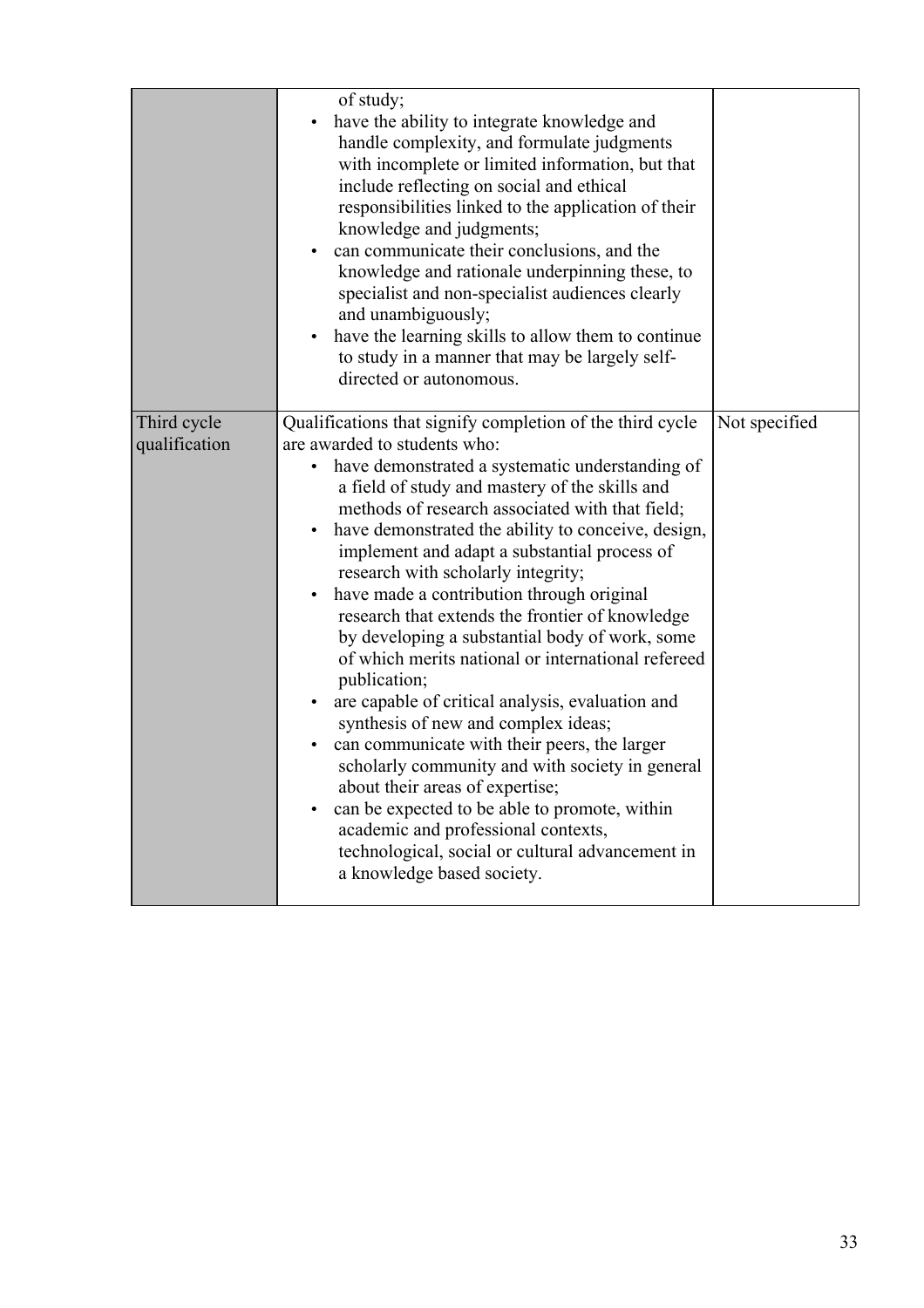| | | |
|---|---|---|
| | of study;<br>• have the ability to integrate knowledge and handle complexity, and formulate judgments with incomplete or limited information, but that include reflecting on social and ethical responsibilities linked to the application of their knowledge and judgments;<br>• can communicate their conclusions, and the knowledge and rationale underpinning these, to specialist and non-specialist audiences clearly and unambiguously;<br>• have the learning skills to allow them to continue to study in a manner that may be largely self-directed or autonomous. | |
| Third cycle qualification | Qualifications that signify completion of the third cycle are awarded to students who:<br>• have demonstrated a systematic understanding of a field of study and mastery of the skills and methods of research associated with that field;<br>• have demonstrated the ability to conceive, design, implement and adapt a substantial process of research with scholarly integrity;<br>• have made a contribution through original research that extends the frontier of knowledge by developing a substantial body of work, some of which merits national or international refereed publication;<br>• are capable of critical analysis, evaluation and synthesis of new and complex ideas;<br>• can communicate with their peers, the larger scholarly community and with society in general about their areas of expertise;<br>• can be expected to be able to promote, within academic and professional contexts, technological, social or cultural advancement in a knowledge based society. | Not specified |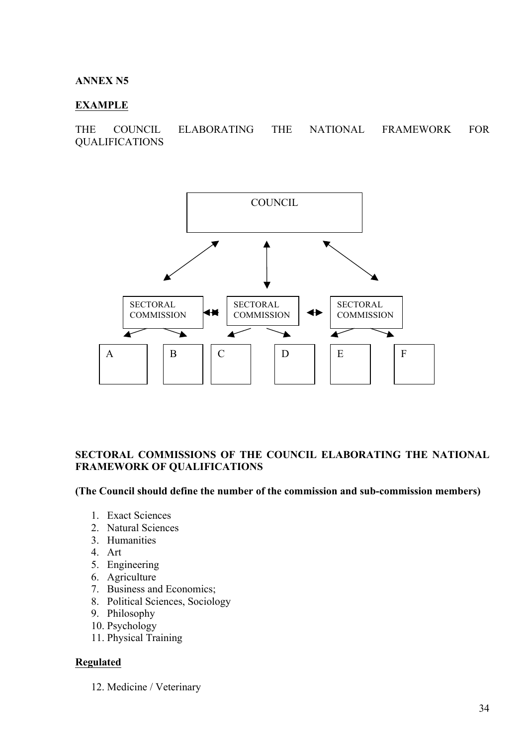**ANNEX N5**

**EXAMPLE**

THE COUNCIL ELABORATING THE NATIONAL FRAMEWORK FOR QUALIFICATIONS

COUNCIL

SECTORAL COMMISSION | SECTORAL COMMISSION | SECTORAL COMMISSION

A | B | C | D | E | F

**SECTORAL COMMISSIONS OF THE COUNCIL ELABORATING THE NATIONAL FRAMEWORK OF QUALIFICATIONS**

**(The Council should define the number of the commission and sub-commission members)**

1. Exact Sciences
2. Natural Sciences
3. Humanities
4. Art
5. Engineering
6. Agriculture
7. Business and Economics;
8. Political Sciences, Sociology
9. Philosophy
10. Psychology
11. Physical Training

**Regulated**

12. Medicine / Veterinary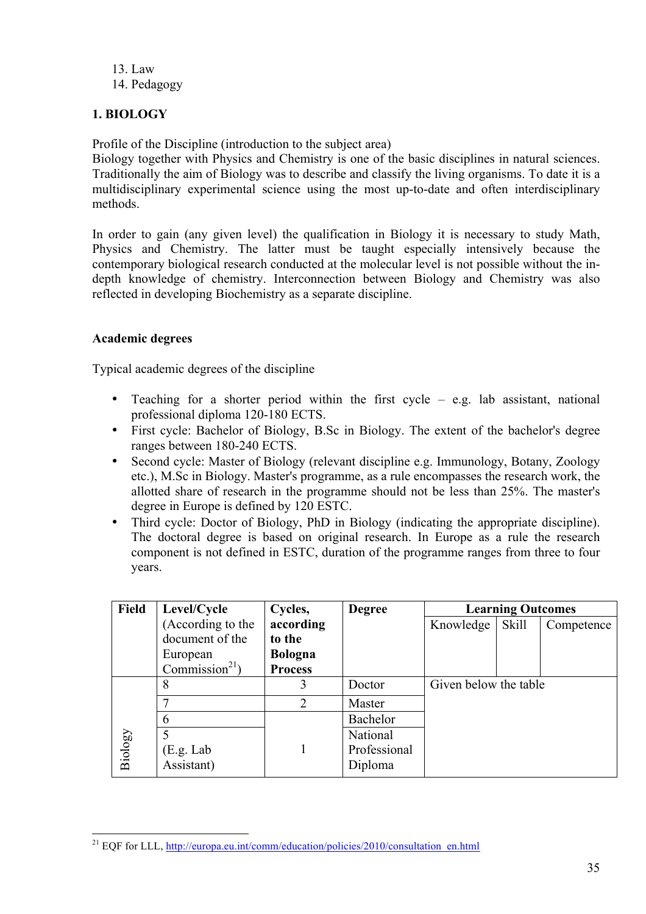13. Law
14. Pedagogy

## 1. BIOLOGY

Profile of the Discipline (introduction to the subject area)
Biology together with Physics and Chemistry is one of the basic disciplines in natural sciences. Traditionally the aim of Biology was to describe and classify the living organisms. To date it is a multidisciplinary experimental science using the most up-to-date and often interdisciplinary methods.

In order to gain (any given level) the qualification in Biology it is necessary to study Math, Physics and Chemistry. The latter must be taught especially intensively because the contemporary biological research conducted at the molecular level is not possible without the in-depth knowledge of chemistry. Interconnection between Biology and Chemistry was also reflected in developing Biochemistry as a separate discipline.

### Academic degrees

Typical academic degrees of the discipline

- Teaching for a shorter period within the first cycle – e.g. lab assistant, national professional diploma 120-180 ECTS.
- First cycle: Bachelor of Biology, B.Sc in Biology. The extent of the bachelor's degree ranges between 180-240 ECTS.
- Second cycle: Master of Biology (relevant discipline e.g. Immunology, Botany, Zoology etc.), M.Sc in Biology. Master's programme, as a rule encompasses the research work, the allotted share of research in the programme should not be less than 25%. The master's degree in Europe is defined by 120 ESTC.
- Third cycle: Doctor of Biology, PhD in Biology (indicating the appropriate discipline). The doctoral degree is based on original research. In Europe as a rule the research component is not defined in ESTC, duration of the programme ranges from three to four years.

| **Field** | **Level/Cycle** (According to the document of the European Commission[21]) | **Cycles, according to the Bologna Process** | **Degree** | **Learning Outcomes** | | |
|---|---|---|---|---|---|---|
| | | | | Knowledge | Skill | Competence |
| Biology | 8 | 3 | Doctor | Given below the table | | |
| | 7 | 2 | Master | | | |
| | 6 | 1 | Bachelor | | | |
| | 5 (E.g. Lab Assistant) | | National Professional Diploma | | | |

[21] EQF for LLL, http://europa.eu.int/comm/education/policies/2010/consultation_en.html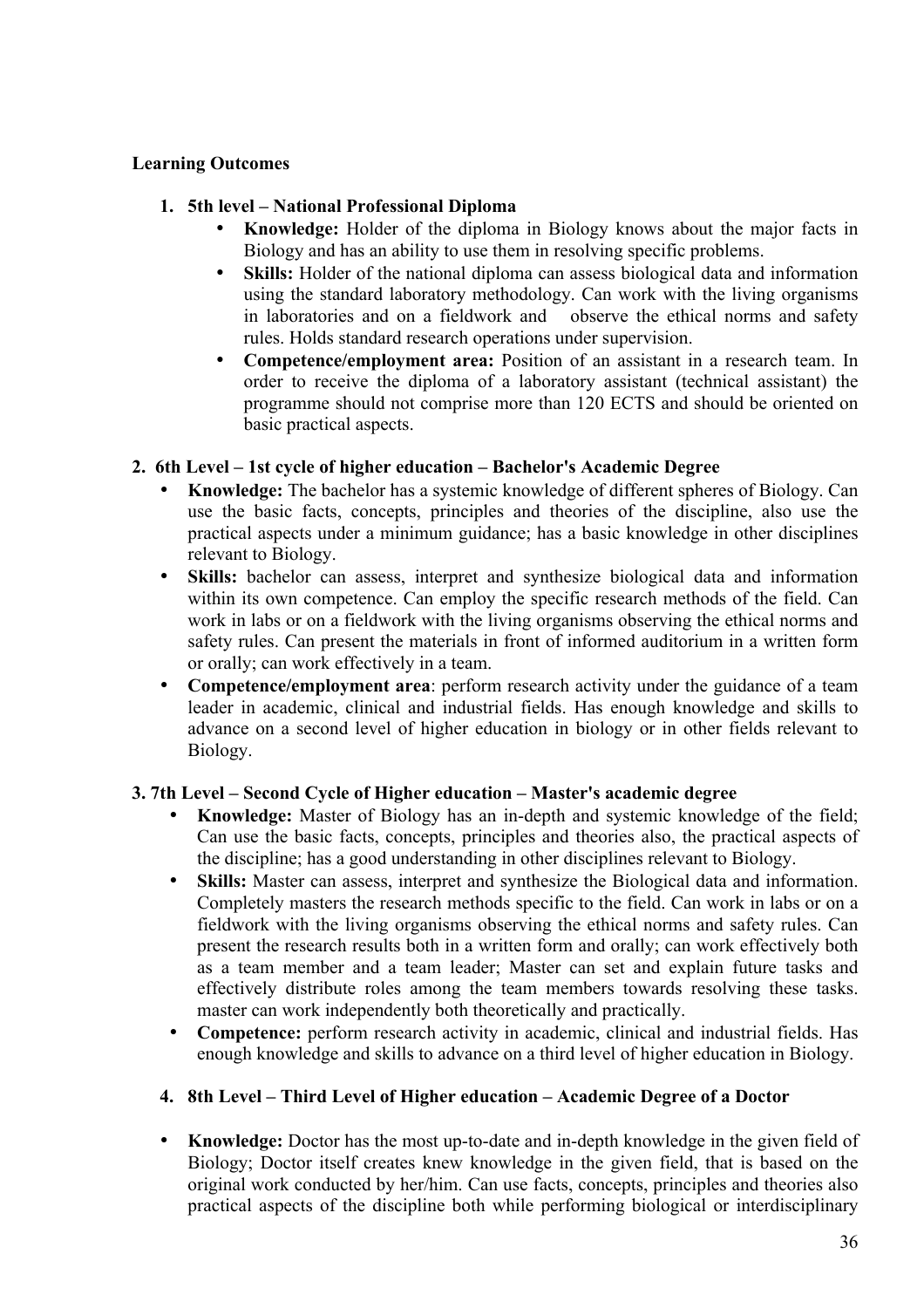**Learning Outcomes**

1. **5th level – National Professional Diploma**
   - **Knowledge:** Holder of the diploma in Biology knows about the major facts in Biology and has an ability to use them in resolving specific problems.
   - **Skills:** Holder of the national diploma can assess biological data and information using the standard laboratory methodology. Can work with the living organisms in laboratories and on a fieldwork and observe the ethical norms and safety rules. Holds standard research operations under supervision.
   - **Competence/employment area:** Position of an assistant in a research team. In order to receive the diploma of a laboratory assistant (technical assistant) the programme should not comprise more than 120 ECTS and should be oriented on basic practical aspects.

2. **6th Level – 1st cycle of higher education – Bachelor's Academic Degree**
   - **Knowledge:** The bachelor has a systemic knowledge of different spheres of Biology. Can use the basic facts, concepts, principles and theories of the discipline, also use the practical aspects under a minimum guidance; has a basic knowledge in other disciplines relevant to Biology.
   - **Skills:** bachelor can assess, interpret and synthesize biological data and information within its own competence. Can employ the specific research methods of the field. Can work in labs or on a fieldwork with the living organisms observing the ethical norms and safety rules. Can present the materials in front of informed auditorium in a written form or orally; can work effectively in a team.
   - **Competence/employment area**: perform research activity under the guidance of a team leader in academic, clinical and industrial fields. Has enough knowledge and skills to advance on a second level of higher education in biology or in other fields relevant to Biology.

3. **7th Level – Second Cycle of Higher education – Master's academic degree**
   - **Knowledge:** Master of Biology has an in-depth and systemic knowledge of the field; Can use the basic facts, concepts, principles and theories also, the practical aspects of the discipline; has a good understanding in other disciplines relevant to Biology.
   - **Skills:** Master can assess, interpret and synthesize the Biological data and information. Completely masters the research methods specific to the field. Can work in labs or on a fieldwork with the living organisms observing the ethical norms and safety rules. Can present the research results both in a written form and orally; can work effectively both as a team member and a team leader; Master can set and explain future tasks and effectively distribute roles among the team members towards resolving these tasks. master can work independently both theoretically and practically.
   - **Competence:** perform research activity in academic, clinical and industrial fields. Has enough knowledge and skills to advance on a third level of higher education in Biology.

4. **8th Level – Third Level of Higher education – Academic Degree of a Doctor**

   - **Knowledge:** Doctor has the most up-to-date and in-depth knowledge in the given field of Biology; Doctor itself creates knew knowledge in the given field, that is based on the original work conducted by her/him. Can use facts, concepts, principles and theories also practical aspects of the discipline both while performing biological or interdisciplinary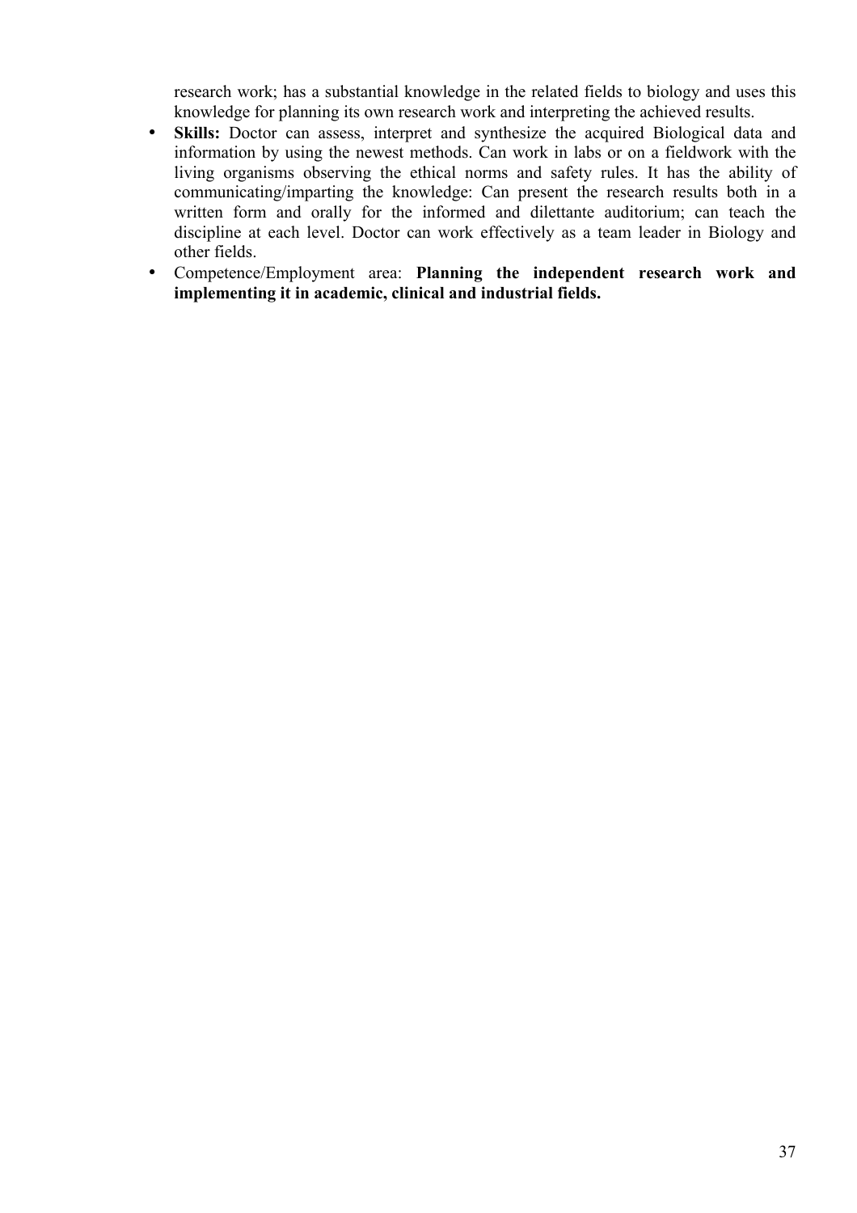research work; has a substantial knowledge in the related fields to biology and uses this knowledge for planning its own research work and interpreting the achieved results.

- **Skills:** Doctor can assess, interpret and synthesize the acquired Biological data and information by using the newest methods. Can work in labs or on a fieldwork with the living organisms observing the ethical norms and safety rules. It has the ability of communicating/imparting the knowledge: Can present the research results both in a written form and orally for the informed and dilettante auditorium; can teach the discipline at each level. Doctor can work effectively as a team leader in Biology and other fields.
- Competence/Employment area: **Planning the independent research work and implementing it in academic, clinical and industrial fields.**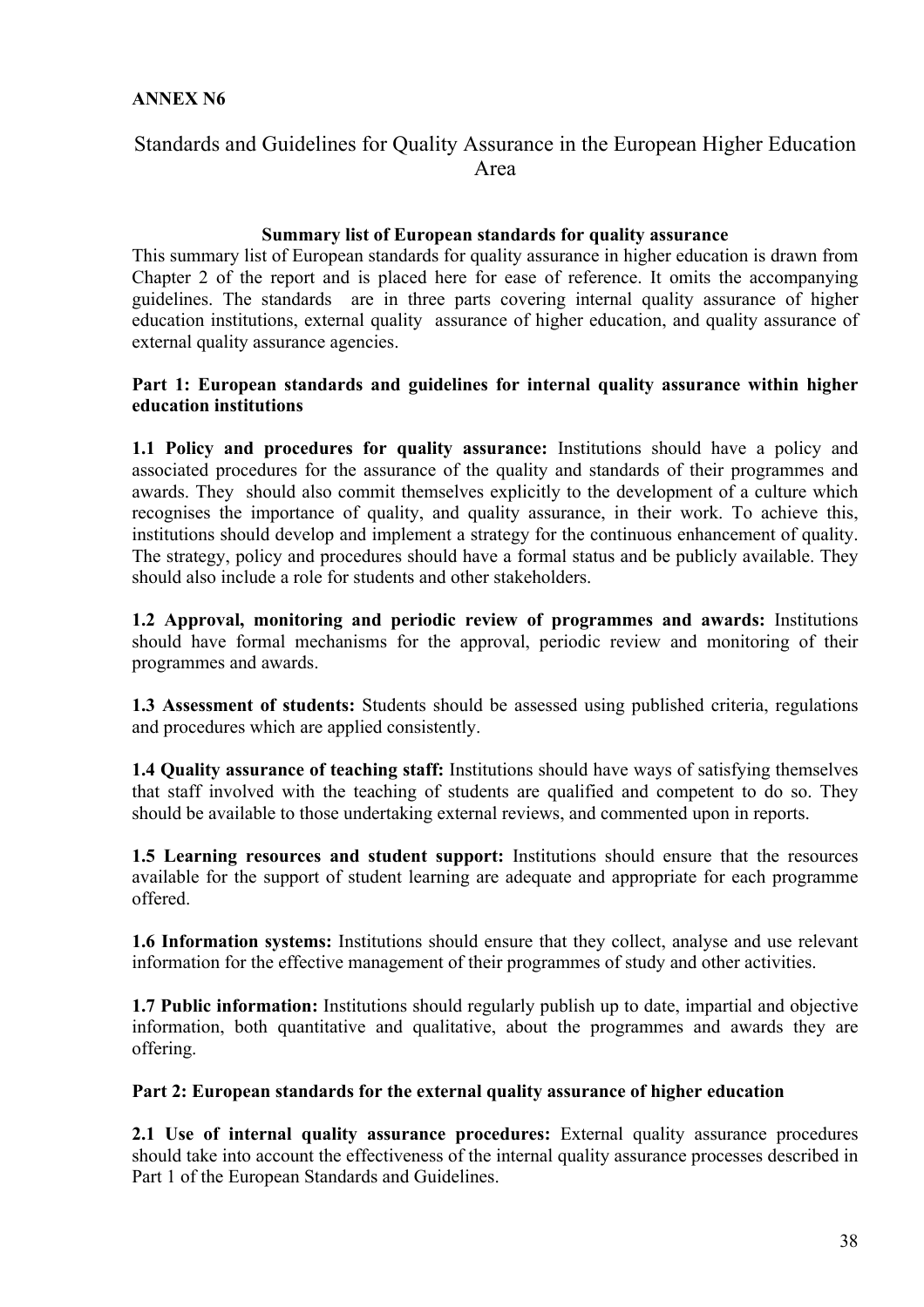**ANNEX N6**

# Standards and Guidelines for Quality Assurance in the European Higher Education Area

## Summary list of European standards for quality assurance

This summary list of European standards for quality assurance in higher education is drawn from Chapter 2 of the report and is placed here for ease of reference. It omits the accompanying guidelines. The standards are in three parts covering internal quality assurance of higher education institutions, external quality assurance of higher education, and quality assurance of external quality assurance agencies.

### Part 1: European standards and guidelines for internal quality assurance within higher education institutions

**1.1 Policy and procedures for quality assurance:** Institutions should have a policy and associated procedures for the assurance of the quality and standards of their programmes and awards. They should also commit themselves explicitly to the development of a culture which recognises the importance of quality, and quality assurance, in their work. To achieve this, institutions should develop and implement a strategy for the continuous enhancement of quality. The strategy, policy and procedures should have a formal status and be publicly available. They should also include a role for students and other stakeholders.

**1.2 Approval, monitoring and periodic review of programmes and awards:** Institutions should have formal mechanisms for the approval, periodic review and monitoring of their programmes and awards.

**1.3 Assessment of students:** Students should be assessed using published criteria, regulations and procedures which are applied consistently.

**1.4 Quality assurance of teaching staff:** Institutions should have ways of satisfying themselves that staff involved with the teaching of students are qualified and competent to do so. They should be available to those undertaking external reviews, and commented upon in reports.

**1.5 Learning resources and student support:** Institutions should ensure that the resources available for the support of student learning are adequate and appropriate for each programme offered.

**1.6 Information systems:** Institutions should ensure that they collect, analyse and use relevant information for the effective management of their programmes of study and other activities.

**1.7 Public information:** Institutions should regularly publish up to date, impartial and objective information, both quantitative and qualitative, about the programmes and awards they are offering.

### Part 2: European standards for the external quality assurance of higher education

**2.1 Use of internal quality assurance procedures:** External quality assurance procedures should take into account the effectiveness of the internal quality assurance processes described in Part 1 of the European Standards and Guidelines.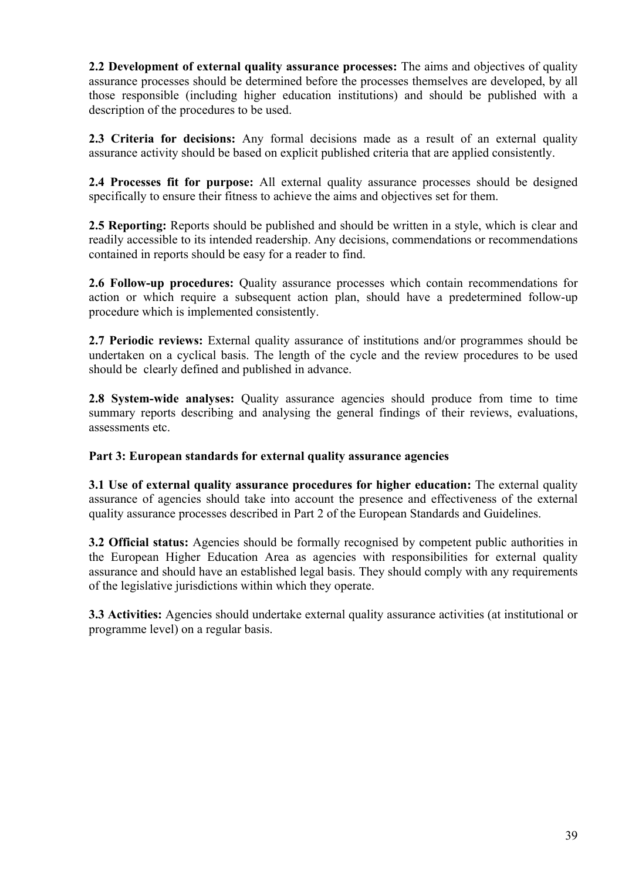**2.2 Development of external quality assurance processes:** The aims and objectives of quality assurance processes should be determined before the processes themselves are developed, by all those responsible (including higher education institutions) and should be published with a description of the procedures to be used.

**2.3 Criteria for decisions:** Any formal decisions made as a result of an external quality assurance activity should be based on explicit published criteria that are applied consistently.

**2.4 Processes fit for purpose:** All external quality assurance processes should be designed specifically to ensure their fitness to achieve the aims and objectives set for them.

**2.5 Reporting:** Reports should be published and should be written in a style, which is clear and readily accessible to its intended readership. Any decisions, commendations or recommendations contained in reports should be easy for a reader to find.

**2.6 Follow-up procedures:** Quality assurance processes which contain recommendations for action or which require a subsequent action plan, should have a predetermined follow-up procedure which is implemented consistently.

**2.7 Periodic reviews:** External quality assurance of institutions and/or programmes should be undertaken on a cyclical basis. The length of the cycle and the review procedures to be used should be clearly defined and published in advance.

**2.8 System-wide analyses:** Quality assurance agencies should produce from time to time summary reports describing and analysing the general findings of their reviews, evaluations, assessments etc.

**Part 3: European standards for external quality assurance agencies**

**3.1 Use of external quality assurance procedures for higher education:** The external quality assurance of agencies should take into account the presence and effectiveness of the external quality assurance processes described in Part 2 of the European Standards and Guidelines.

**3.2 Official status:** Agencies should be formally recognised by competent public authorities in the European Higher Education Area as agencies with responsibilities for external quality assurance and should have an established legal basis. They should comply with any requirements of the legislative jurisdictions within which they operate.

**3.3 Activities:** Agencies should undertake external quality assurance activities (at institutional or programme level) on a regular basis.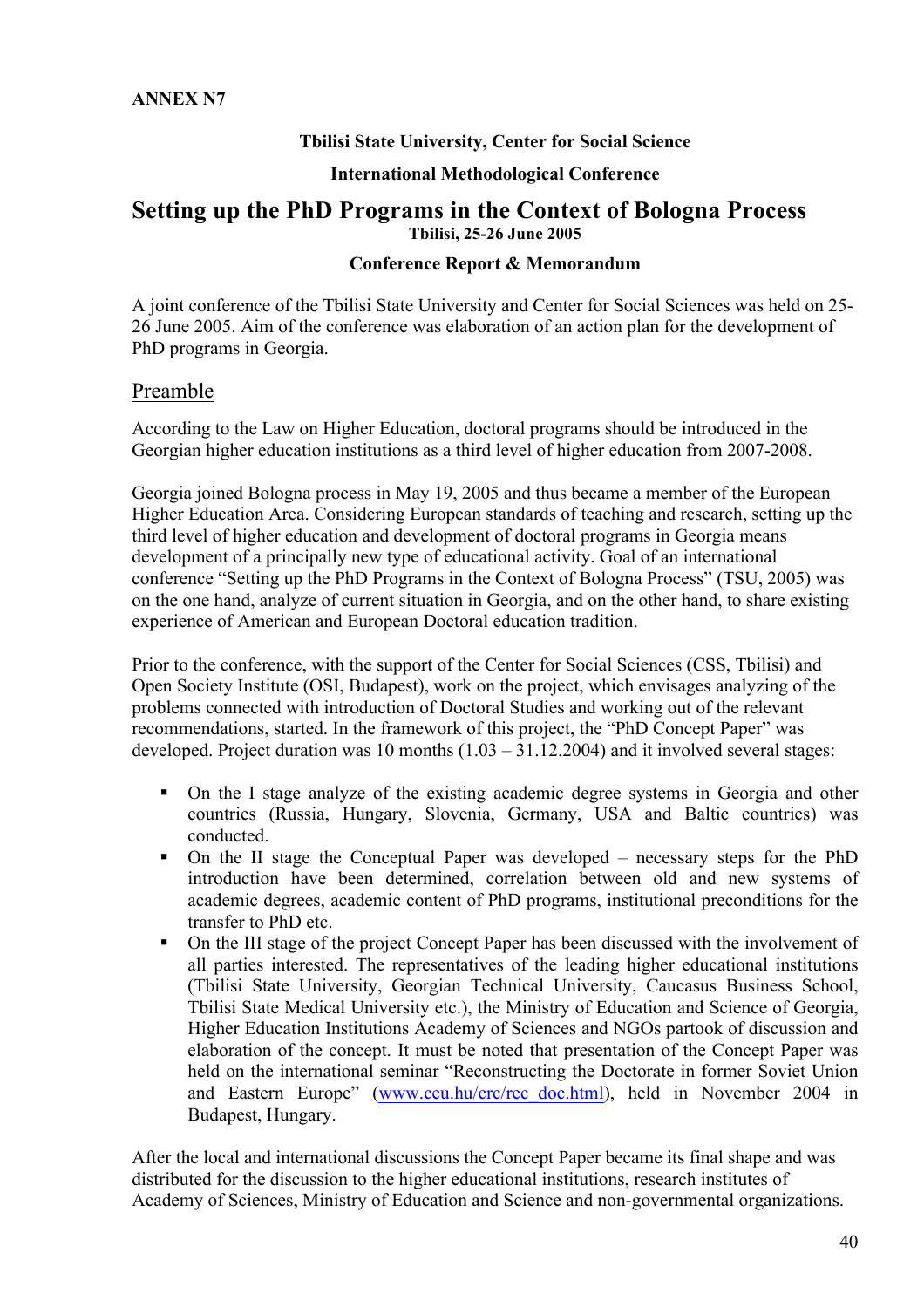**ANNEX N7**

**Tbilisi State University, Center for Social Science**

**International Methodological Conference**

# Setting up the PhD Programs in the Context of Bologna Process

**Tbilisi, 25-26 June 2005**

**Conference Report & Memorandum**

A joint conference of the Tbilisi State University and Center for Social Sciences was held on 25-26 June 2005. Aim of the conference was elaboration of an action plan for the development of PhD programs in Georgia.

## Preamble

According to the Law on Higher Education, doctoral programs should be introduced in the Georgian higher education institutions as a third level of higher education from 2007-2008.

Georgia joined Bologna process in May 19, 2005 and thus became a member of the European Higher Education Area. Considering European standards of teaching and research, setting up the third level of higher education and development of doctoral programs in Georgia means development of a principally new type of educational activity. Goal of an international conference "Setting up the PhD Programs in the Context of Bologna Process" (TSU, 2005) was on the one hand, analyze of current situation in Georgia, and on the other hand, to share existing experience of American and European Doctoral education tradition.

Prior to the conference, with the support of the Center for Social Sciences (CSS, Tbilisi) and Open Society Institute (OSI, Budapest), work on the project, which envisages analyzing of the problems connected with introduction of Doctoral Studies and working out of the relevant recommendations, started. In the framework of this project, the "PhD Concept Paper" was developed. Project duration was 10 months (1.03 – 31.12.2004) and it involved several stages:

- On the I stage analyze of the existing academic degree systems in Georgia and other countries (Russia, Hungary, Slovenia, Germany, USA and Baltic countries) was conducted.
- On the II stage the Conceptual Paper was developed – necessary steps for the PhD introduction have been determined, correlation between old and new systems of academic degrees, academic content of PhD programs, institutional preconditions for the transfer to PhD etc.
- On the III stage of the project Concept Paper has been discussed with the involvement of all parties interested. The representatives of the leading higher educational institutions (Tbilisi State University, Georgian Technical University, Caucasus Business School, Tbilisi State Medical University etc.), the Ministry of Education and Science of Georgia, Higher Education Institutions Academy of Sciences and NGOs partook of discussion and elaboration of the concept. It must be noted that presentation of the Concept Paper was held on the international seminar "Reconstructing the Doctorate in former Soviet Union and Eastern Europe" (www.ceu.hu/crc/rec_doc.html), held in November 2004 in Budapest, Hungary.

After the local and international discussions the Concept Paper became its final shape and was distributed for the discussion to the higher educational institutions, research institutes of Academy of Sciences, Ministry of Education and Science and non-governmental organizations.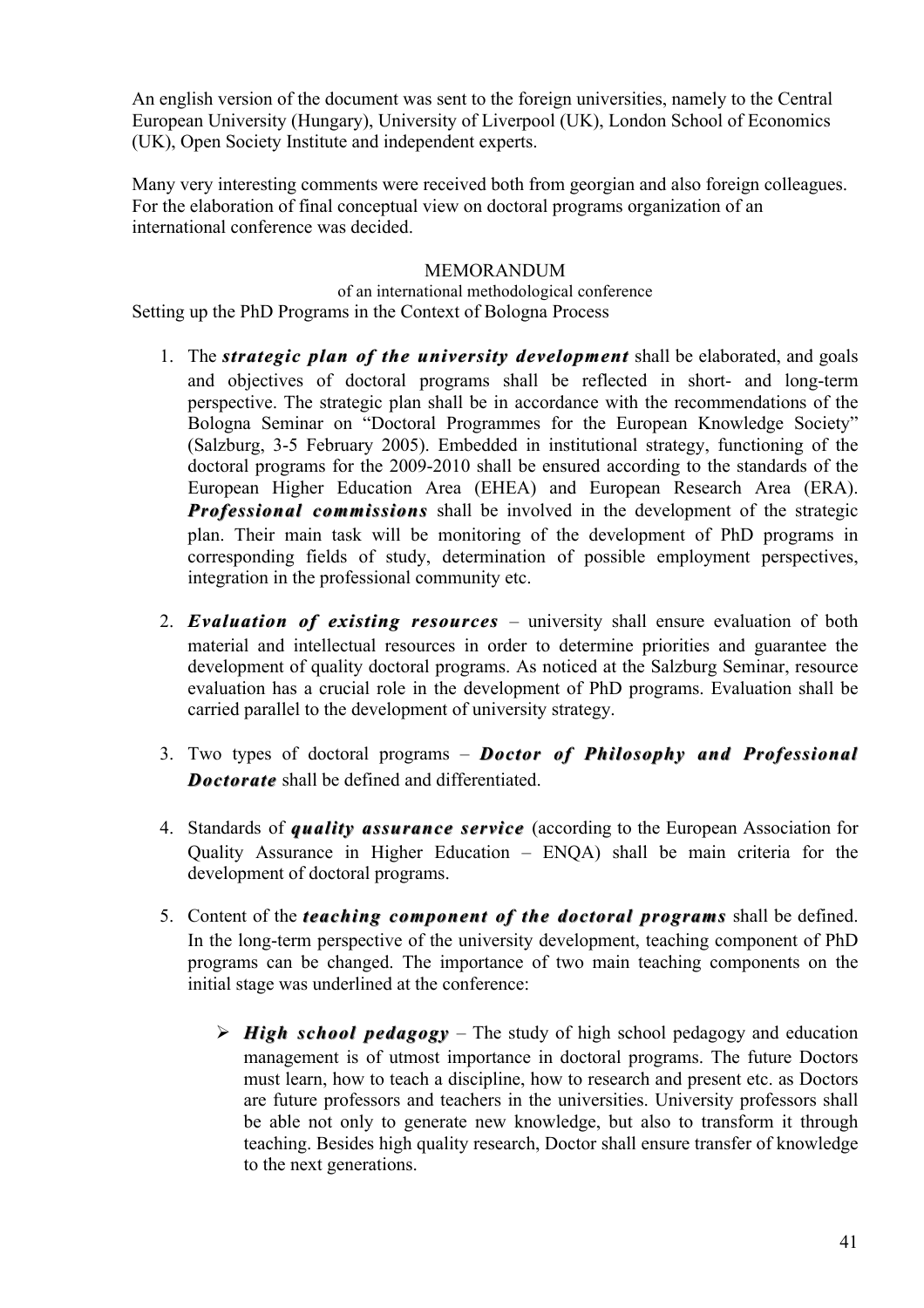An english version of the document was sent to the foreign universities, namely to the Central European University (Hungary), University of Liverpool (UK), London School of Economics (UK), Open Society Institute and independent experts.

Many very interesting comments were received both from georgian and also foreign colleagues. For the elaboration of final conceptual view on doctoral programs organization of an international conference was decided.

MEMORANDUM

of an international methodological conference

Setting up the PhD Programs in the Context of Bologna Process

1. The ***strategic plan of the university development*** shall be elaborated, and goals and objectives of doctoral programs shall be reflected in short- and long-term perspective. The strategic plan shall be in accordance with the recommendations of the Bologna Seminar on "Doctoral Programmes for the European Knowledge Society" (Salzburg, 3-5 February 2005). Embedded in institutional strategy, functioning of the doctoral programs for the 2009-2010 shall be ensured according to the standards of the European Higher Education Area (EHEA) and European Research Area (ERA). ***Professional commissions*** shall be involved in the development of the strategic plan. Their main task will be monitoring of the development of PhD programs in corresponding fields of study, determination of possible employment perspectives, integration in the professional community etc.

2. ***Evaluation of existing resources*** – university shall ensure evaluation of both material and intellectual resources in order to determine priorities and guarantee the development of quality doctoral programs. As noticed at the Salzburg Seminar, resource evaluation has a crucial role in the development of PhD programs. Evaluation shall be carried parallel to the development of university strategy.

3. Two types of doctoral programs – ***Doctor of Philosophy and Professional Doctorate*** shall be defined and differentiated.

4. Standards of ***quality assurance service*** (according to the European Association for Quality Assurance in Higher Education – ENQA) shall be main criteria for the development of doctoral programs.

5. Content of the ***teaching component of the doctoral programs*** shall be defined. In the long-term perspective of the university development, teaching component of PhD programs can be changed. The importance of two main teaching components on the initial stage was underlined at the conference:

   - ***High school pedagogy*** – The study of high school pedagogy and education management is of utmost importance in doctoral programs. The future Doctors must learn, how to teach a discipline, how to research and present etc. as Doctors are future professors and teachers in the universities. University professors shall be able not only to generate new knowledge, but also to transform it through teaching. Besides high quality research, Doctor shall ensure transfer of knowledge to the next generations.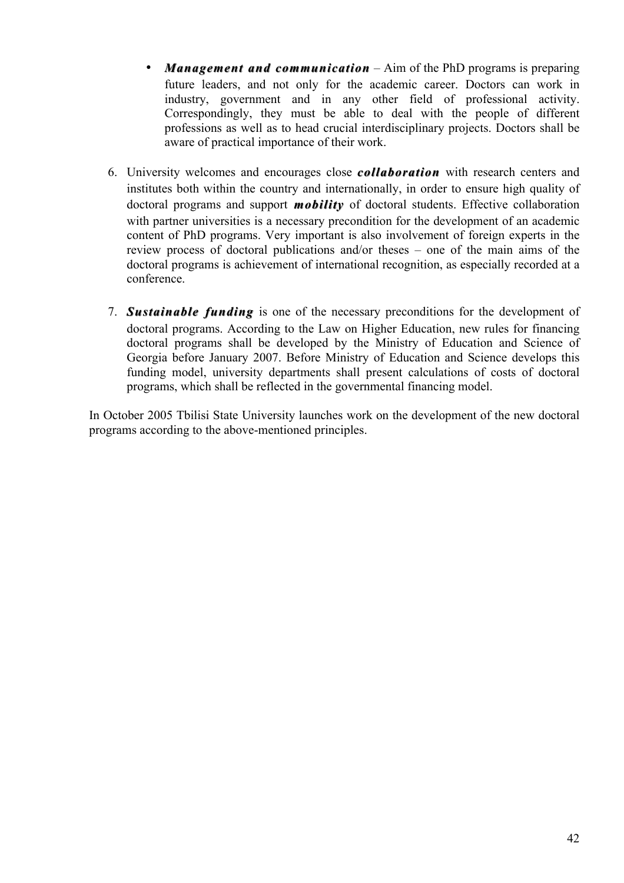- ***Management and communication*** – Aim of the PhD programs is preparing future leaders, and not only for the academic career. Doctors can work in industry, government and in any other field of professional activity. Correspondingly, they must be able to deal with the people of different professions as well as to head crucial interdisciplinary projects. Doctors shall be aware of practical importance of their work.

6. University welcomes and encourages close ***collaboration*** with research centers and institutes both within the country and internationally, in order to ensure high quality of doctoral programs and support ***mobility*** of doctoral students. Effective collaboration with partner universities is a necessary precondition for the development of an academic content of PhD programs. Very important is also involvement of foreign experts in the review process of doctoral publications and/or theses – one of the main aims of the doctoral programs is achievement of international recognition, as especially recorded at a conference.

7. ***Sustainable funding*** is one of the necessary preconditions for the development of doctoral programs. According to the Law on Higher Education, new rules for financing doctoral programs shall be developed by the Ministry of Education and Science of Georgia before January 2007. Before Ministry of Education and Science develops this funding model, university departments shall present calculations of costs of doctoral programs, which shall be reflected in the governmental financing model.

In October 2005 Tbilisi State University launches work on the development of the new doctoral programs according to the above-mentioned principles.